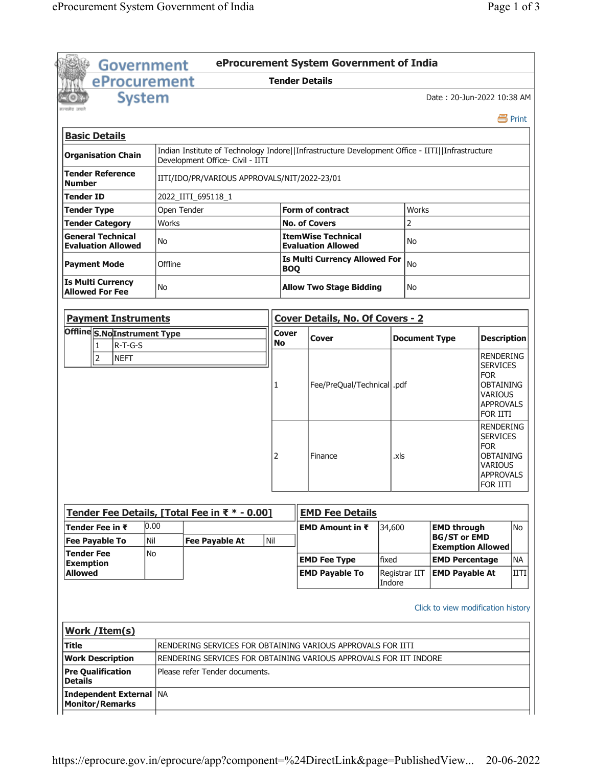**Government eProcurement System**

# eProcurement System Government of India

## Tender Details

Date : 20-Jun-2022 10:38 AM

Print

### Basic Details

| | | | |
|---|---|---|---|
| **Organisation Chain** | Indian Institute of Technology Indore\|\|Infrastructure Development Office - IITI\|\|Infrastructure Development Office- Civil - IITI | | |
| **Tender Reference Number** | IITI/IDO/PR/VARIOUS APPROVALS/NIT/2022-23/01 | | |
| **Tender ID** | 2022_IITI_695118_1 | | |
| **Tender Type** | Open Tender | **Form of contract** | Works |
| **Tender Category** | Works | **No. of Covers** | 2 |
| **General Technical Evaluation Allowed** | No | **ItemWise Technical Evaluation Allowed** | No |
| **Payment Mode** | Offline | **Is Multi Currency Allowed For BOQ** | No |
| **Is Multi Currency Allowed For Fee** | No | **Allow Two Stage Bidding** | No |

### Payment Instruments

| | S.No | Instrument Type |
|---|---|---|
| Offline | 1 | R-T-G-S |
| | 2 | NEFT |

### Cover Details, No. Of Covers - 2

| Cover No | Cover | Document Type | Description |
|---|---|---|---|
| 1 | Fee/PreQual/Technical | .pdf | RENDERING SERVICES FOR OBTAINING VARIOUS APPROVALS FOR IITI |
| 2 | Finance | .xls | RENDERING SERVICES FOR OBTAINING VARIOUS APPROVALS FOR IITI |

### Tender Fee Details, [Total Fee in ₹ * - 0.00]

| | | | |
|---|---|---|---|
| **Tender Fee in ₹** | 0.00 | | |
| **Fee Payable To** | Nil | **Fee Payable At** | Nil |
| **Tender Fee Exemption Allowed** | No | | |

### EMD Fee Details

| | | | |
|---|---|---|---|
| **EMD Amount in ₹** | 34,600 | **EMD through BG/ST or EMD Exemption Allowed** | No |
| **EMD Fee Type** | fixed | **EMD Percentage** | NA |
| **EMD Payable To** | Registrar IIT Indore | **EMD Payable At** | IITI |

Click to view modification history

### Work /Item(s)

| | |
|---|---|
| **Title** | RENDERING SERVICES FOR OBTAINING VARIOUS APPROVALS FOR IITI |
| **Work Description** | RENDERING SERVICES FOR OBTAINING VARIOUS APPROVALS FOR IIT INDORE |
| **Pre Qualification Details** | Please refer Tender documents. |
| **Independent External Monitor/Remarks** | NA |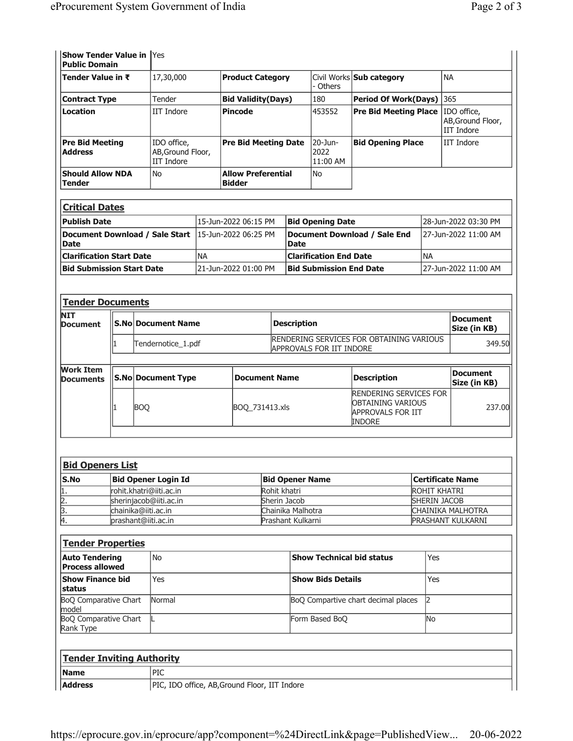| Show Tender Value in Public Domain | Yes | | | | | |
|---|---|---|---|---|---|---|
| **Tender Value in ₹** | 17,30,000 | **Product Category** | Civil Works - Others | **Sub category** | NA | |
| **Contract Type** | Tender | **Bid Validity(Days)** | 180 | **Period Of Work(Days)** | 365 | |
| **Location** | IIT Indore | **Pincode** | 453552 | **Pre Bid Meeting Place** | IDO office, AB,Ground Floor, IIT Indore | |
| **Pre Bid Meeting Address** | IDO office, AB,Ground Floor, IIT Indore | **Pre Bid Meeting Date** | 20-Jun-2022 11:00 AM | **Bid Opening Place** | IIT Indore | |
| **Should Allow NDA Tender** | No | **Allow Preferential Bidder** | No | | | |

## Critical Dates

| | | | |
|---|---|---|---|
| **Publish Date** | 15-Jun-2022 06:15 PM | **Bid Opening Date** | 28-Jun-2022 03:30 PM |
| **Document Download / Sale Start Date** | 15-Jun-2022 06:25 PM | **Document Download / Sale End Date** | 27-Jun-2022 11:00 AM |
| **Clarification Start Date** | NA | **Clarification End Date** | NA |
| **Bid Submission Start Date** | 21-Jun-2022 01:00 PM | **Bid Submission End Date** | 27-Jun-2022 11:00 AM |

## Tender Documents

**NIT Document**

| S.No | Document Name | Description | Document Size (in KB) |
|---|---|---|---|
| 1 | Tendernotice_1.pdf | RENDERING SERVICES FOR OBTAINING VARIOUS APPROVALS FOR IIT INDORE | 349.50 |

**Work Item Documents**

| S.No | Document Type | Document Name | Description | Document Size (in KB) |
|---|---|---|---|---|
| 1 | BOQ | BOQ_731413.xls | RENDERING SERVICES FOR OBTAINING VARIOUS APPROVALS FOR IIT INDORE | 237.00 |

## Bid Openers List

| S.No | Bid Opener Login Id | Bid Opener Name | Certificate Name |
|---|---|---|---|
| 1. | rohit.khatri@iiti.ac.in | Rohit khatri | ROHIT KHATRI |
| 2. | sherinjacob@iiti.ac.in | Sherin Jacob | SHERIN JACOB |
| 3. | chainika@iiti.ac.in | Chainika Malhotra | CHAINIKA MALHOTRA |
| 4. | prashant@iiti.ac.in | Prashant Kulkarni | PRASHANT KULKARNI |

## Tender Properties

| | | | |
|---|---|---|---|
| **Auto Tendering Process allowed** | No | **Show Technical bid status** | Yes |
| **Show Finance bid status** | Yes | **Show Bids Details** | Yes |
| BoQ Comparative Chart model | Normal | BoQ Compartive chart decimal places | 2 |
| BoQ Comparative Chart Rank Type | L | Form Based BoQ | No |

## Tender Inviting Authority

| | |
|---|---|
| **Name** | PIC |
| **Address** | PIC, IDO office, AB,Ground Floor, IIT Indore |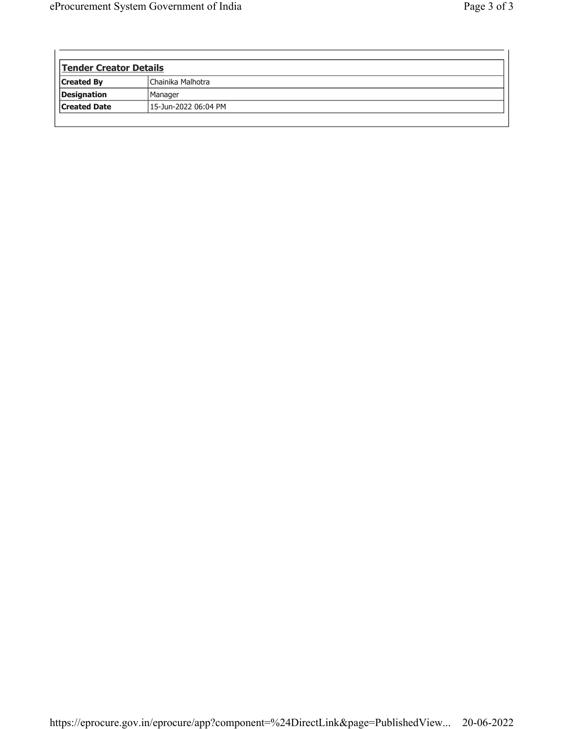| Tender Creator Details | |
|---|---|
| **Created By** | Chainika Malhotra |
| **Designation** | Manager |
| **Created Date** | 15-Jun-2022 06:04 PM |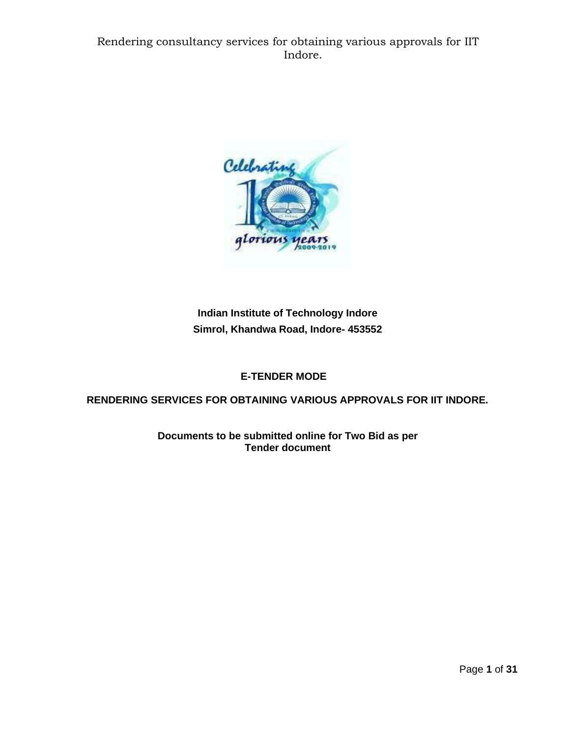**Indian Institute of Technology Indore**
**Simrol, Khandwa Road, Indore- 453552**

**E-TENDER MODE**

**RENDERING SERVICES FOR OBTAINING VARIOUS APPROVALS FOR IIT INDORE.**

**Documents to be submitted online for Two Bid as per Tender document**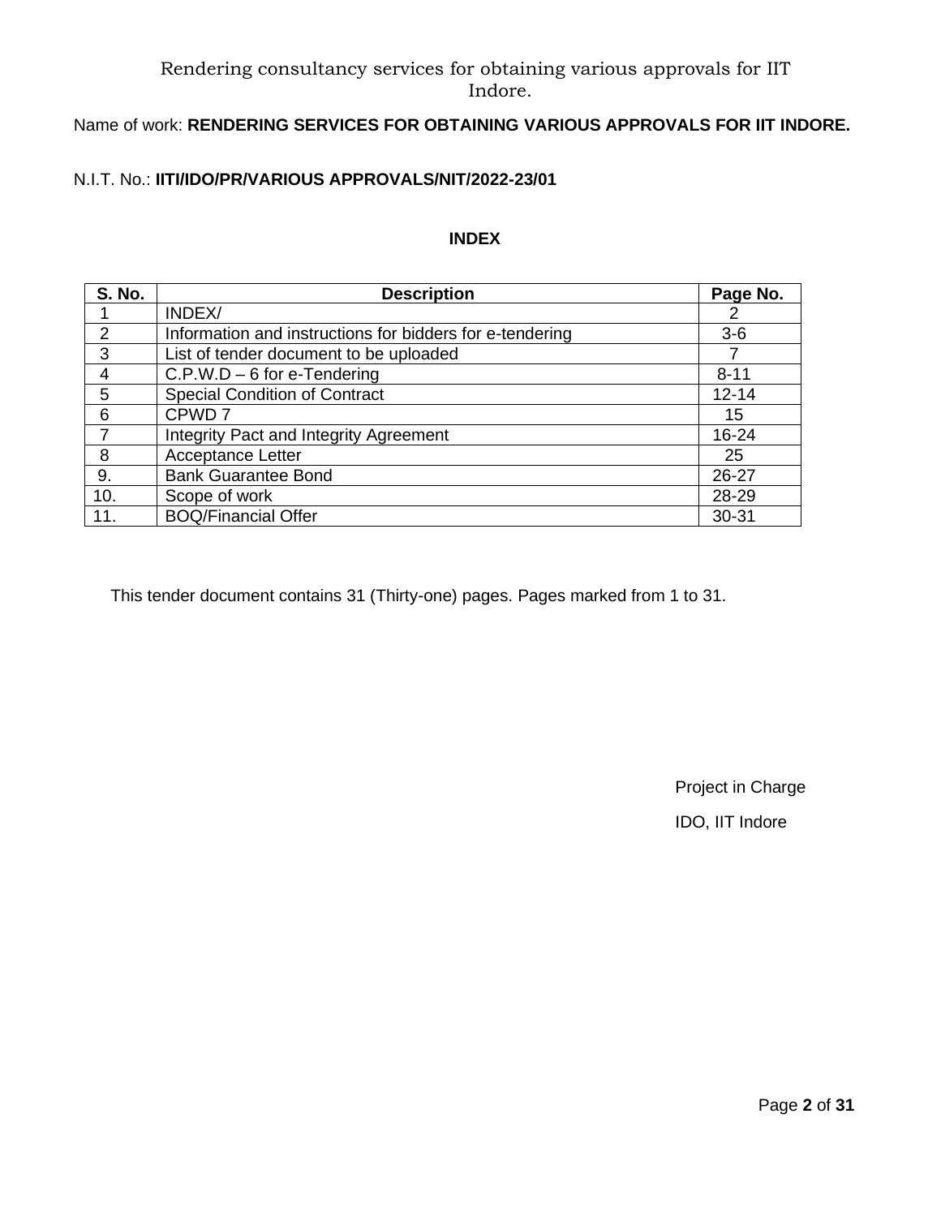Rendering consultancy services for obtaining various approvals for IIT Indore.

Name of work: **RENDERING SERVICES FOR OBTAINING VARIOUS APPROVALS FOR IIT INDORE.**

N.I.T. No.: **IITI/IDO/PR/VARIOUS APPROVALS/NIT/2022-23/01**

## INDEX

| S. No. | Description | Page No. |
|---|---|---|
| 1 | INDEX/ | 2 |
| 2 | Information and instructions for bidders for e-tendering | 3-6 |
| 3 | List of tender document to be uploaded | 7 |
| 4 | C.P.W.D – 6 for e-Tendering | 8-11 |
| 5 | Special Condition of Contract | 12-14 |
| 6 | CPWD 7 | 15 |
| 7 | Integrity Pact and Integrity Agreement | 16-24 |
| 8 | Acceptance Letter | 25 |
| 9. | Bank Guarantee Bond | 26-27 |
| 10. | Scope of work | 28-29 |
| 11. | BOQ/Financial Offer | 30-31 |

This tender document contains 31 (Thirty-one) pages. Pages marked from 1 to 31.

Project in Charge

IDO, IIT Indore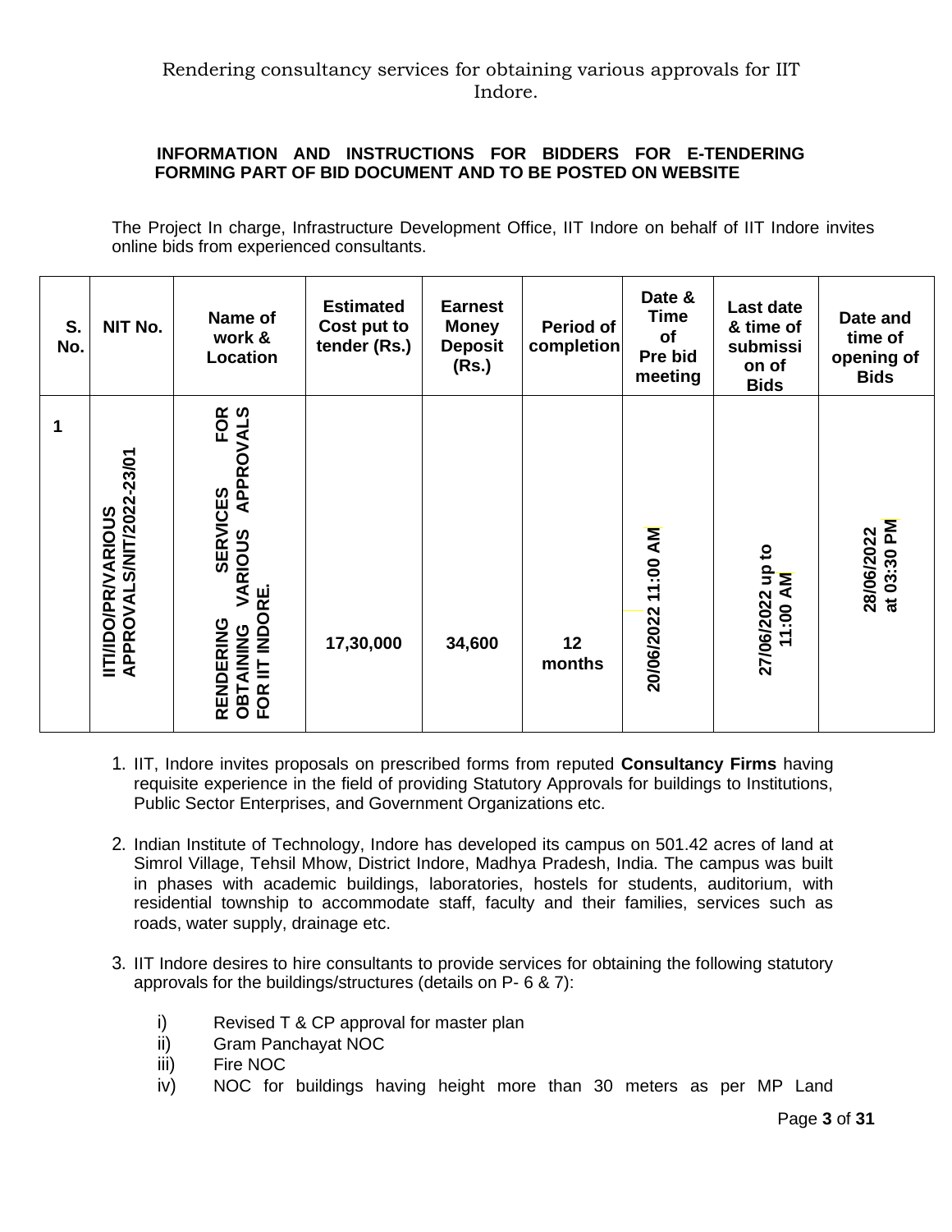Rendering consultancy services for obtaining various approvals for IIT Indore.

**INFORMATION AND INSTRUCTIONS FOR BIDDERS FOR E-TENDERING FORMING PART OF BID DOCUMENT AND TO BE POSTED ON WEBSITE**

The Project In charge, Infrastructure Development Office, IIT Indore on behalf of IIT Indore invites online bids from experienced consultants.

| S. No. | NIT No. | Name of work & Location | Estimated Cost put to tender (Rs.) | Earnest Money Deposit (Rs.) | Period of completion | Date & Time of Pre bid meeting | Last date & time of submission of Bids | Date and time of opening of Bids |
|---|---|---|---|---|---|---|---|---|
| 1 | IITI/IDO/PR/VARIOUS APPROVALS/NIT/2022-23/01 | RENDERING SERVICES FOR OBTAINING VARIOUS APPROVALS FOR IIT INDORE. | 17,30,000 | 34,600 | 12 months | 20/06/2022 11:00 AM | 27/06/2022 up to 11:00 AM | 28/06/2022 at 03:30 PM |

1. IIT, Indore invites proposals on prescribed forms from reputed **Consultancy Firms** having requisite experience in the field of providing Statutory Approvals for buildings to Institutions, Public Sector Enterprises, and Government Organizations etc.

2. Indian Institute of Technology, Indore has developed its campus on 501.42 acres of land at Simrol Village, Tehsil Mhow, District Indore, Madhya Pradesh, India. The campus was built in phases with academic buildings, laboratories, hostels for students, auditorium, with residential township to accommodate staff, faculty and their families, services such as roads, water supply, drainage etc.

3. IIT Indore desires to hire consultants to provide services for obtaining the following statutory approvals for the buildings/structures (details on P- 6 & 7):

   i) Revised T & CP approval for master plan
   ii) Gram Panchayat NOC
   iii) Fire NOC
   iv) NOC for buildings having height more than 30 meters as per MP Land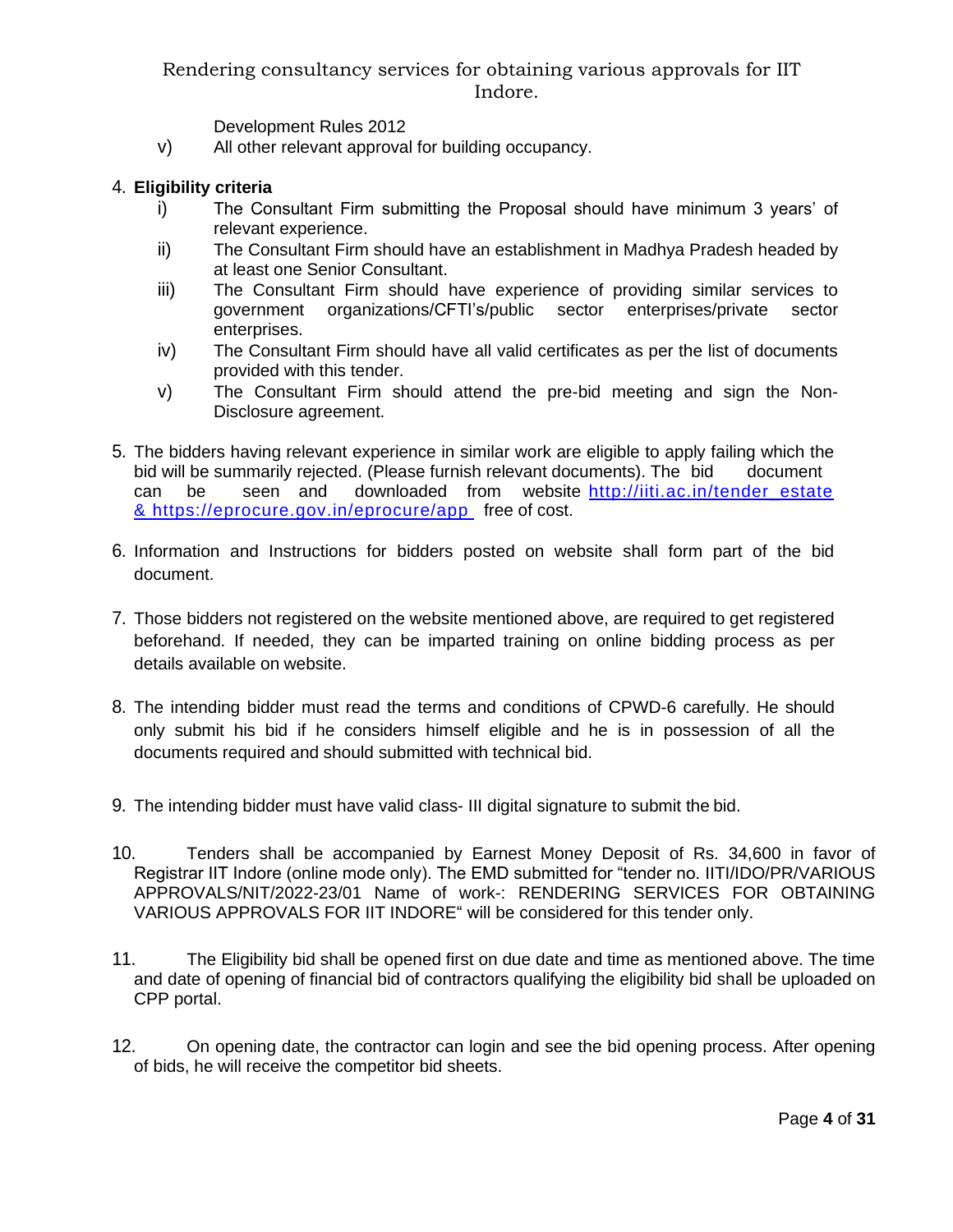Development Rules 2012

v) All other relevant approval for building occupancy.

4. **Eligibility criteria**
   i) The Consultant Firm submitting the Proposal should have minimum 3 years' of relevant experience.
   ii) The Consultant Firm should have an establishment in Madhya Pradesh headed by at least one Senior Consultant.
   iii) The Consultant Firm should have experience of providing similar services to government organizations/CFTI's/public sector enterprises/private sector enterprises.
   iv) The Consultant Firm should have all valid certificates as per the list of documents provided with this tender.
   v) The Consultant Firm should attend the pre-bid meeting and sign the Non-Disclosure agreement.

5. The bidders having relevant experience in similar work are eligible to apply failing which the bid will be summarily rejected. (Please furnish relevant documents). The bid document can be seen and downloaded from website [http://iiti.ac.in/tender_estate](http://iiti.ac.in/tender_estate) & [https://eprocure.gov.in/eprocure/app](https://eprocure.gov.in/eprocure/app) free of cost.

6. Information and Instructions for bidders posted on website shall form part of the bid document.

7. Those bidders not registered on the website mentioned above, are required to get registered beforehand. If needed, they can be imparted training on online bidding process as per details available on website.

8. The intending bidder must read the terms and conditions of CPWD-6 carefully. He should only submit his bid if he considers himself eligible and he is in possession of all the documents required and should submitted with technical bid.

9. The intending bidder must have valid class- III digital signature to submit the bid.

10. Tenders shall be accompanied by Earnest Money Deposit of Rs. 34,600 in favor of Registrar IIT Indore (online mode only). The EMD submitted for "tender no. IITI/IDO/PR/VARIOUS APPROVALS/NIT/2022-23/01 Name of work-: RENDERING SERVICES FOR OBTAINING VARIOUS APPROVALS FOR IIT INDORE" will be considered for this tender only.

11. The Eligibility bid shall be opened first on due date and time as mentioned above. The time and date of opening of financial bid of contractors qualifying the eligibility bid shall be uploaded on CPP portal.

12. On opening date, the contractor can login and see the bid opening process. After opening of bids, he will receive the competitor bid sheets.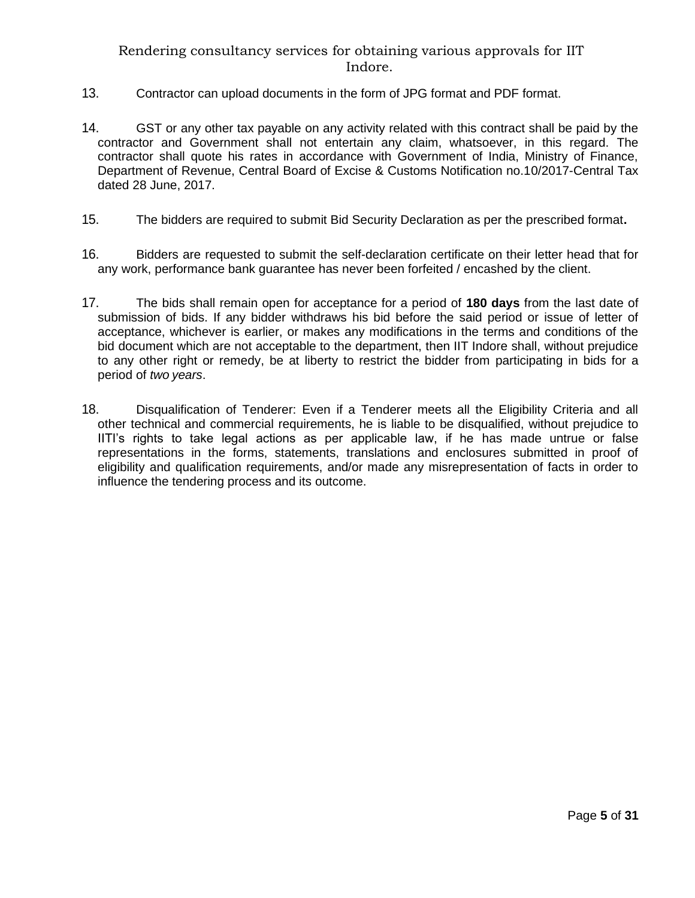13. Contractor can upload documents in the form of JPG format and PDF format.

14. GST or any other tax payable on any activity related with this contract shall be paid by the contractor and Government shall not entertain any claim, whatsoever, in this regard. The contractor shall quote his rates in accordance with Government of India, Ministry of Finance, Department of Revenue, Central Board of Excise & Customs Notification no.10/2017-Central Tax dated 28 June, 2017.

15. The bidders are required to submit Bid Security Declaration as per the prescribed format**.**

16. Bidders are requested to submit the self-declaration certificate on their letter head that for any work, performance bank guarantee has never been forfeited / encashed by the client.

17. The bids shall remain open for acceptance for a period of **180 days** from the last date of submission of bids. If any bidder withdraws his bid before the said period or issue of letter of acceptance, whichever is earlier, or makes any modifications in the terms and conditions of the bid document which are not acceptable to the department, then IIT Indore shall, without prejudice to any other right or remedy, be at liberty to restrict the bidder from participating in bids for a period of *two years*.

18. Disqualification of Tenderer: Even if a Tenderer meets all the Eligibility Criteria and all other technical and commercial requirements, he is liable to be disqualified, without prejudice to IITI's rights to take legal actions as per applicable law, if he has made untrue or false representations in the forms, statements, translations and enclosures submitted in proof of eligibility and qualification requirements, and/or made any misrepresentation of facts in order to influence the tendering process and its outcome.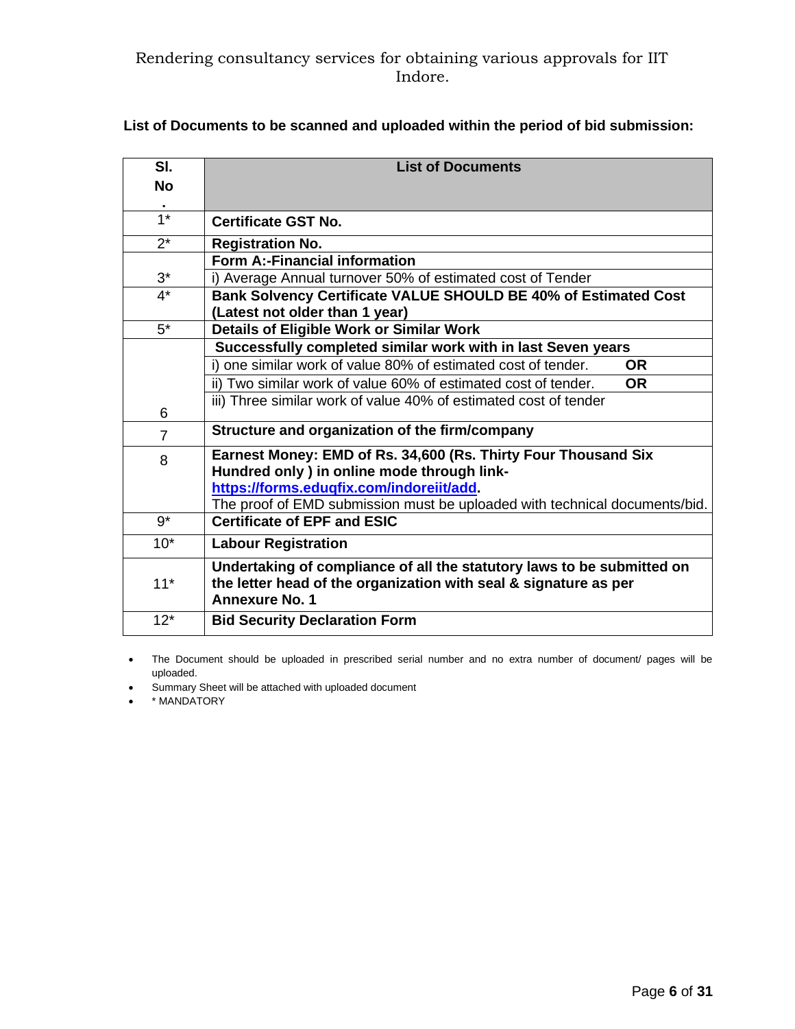**List of Documents to be scanned and uploaded within the period of bid submission:**

| Sl. No. | List of Documents |
|---|---|
| 1* | **Certificate GST No.** |
| 2* | **Registration No.** |
| | **Form A:-Financial information** |
| 3* | i) Average Annual turnover 50% of estimated cost of Tender |
| 4* | **Bank Solvency Certificate VALUE SHOULD BE 40% of Estimated Cost (Latest not older than 1 year)** |
| 5* | **Details of Eligible Work or Similar Work** |
| | **Successfully completed similar work with in last Seven years** |
| | i) one similar work of value 80% of estimated cost of tender. **OR** |
| | ii) Two similar work of value 60% of estimated cost of tender. **OR** |
| 6 | iii) Three similar work of value 40% of estimated cost of tender |
| 7 | **Structure and organization of the firm/company** |
| 8 | **Earnest Money: EMD of Rs. 34,600 (Rs. Thirty Four Thousand Six Hundred only ) in online mode through link- [https://forms.eduqfix.com/indoreiit/add](https://forms.eduqfix.com/indoreiit/add).** The proof of EMD submission must be uploaded with technical documents/bid. |
| 9* | **Certificate of EPF and ESIC** |
| 10* | **Labour Registration** |
| 11* | **Undertaking of compliance of all the statutory laws to be submitted on the letter head of the organization with seal & signature as per Annexure No. 1** |
| 12* | **Bid Security Declaration Form** |

- The Document should be uploaded in prescribed serial number and no extra number of document/ pages will be uploaded.
- Summary Sheet will be attached with uploaded document
- * MANDATORY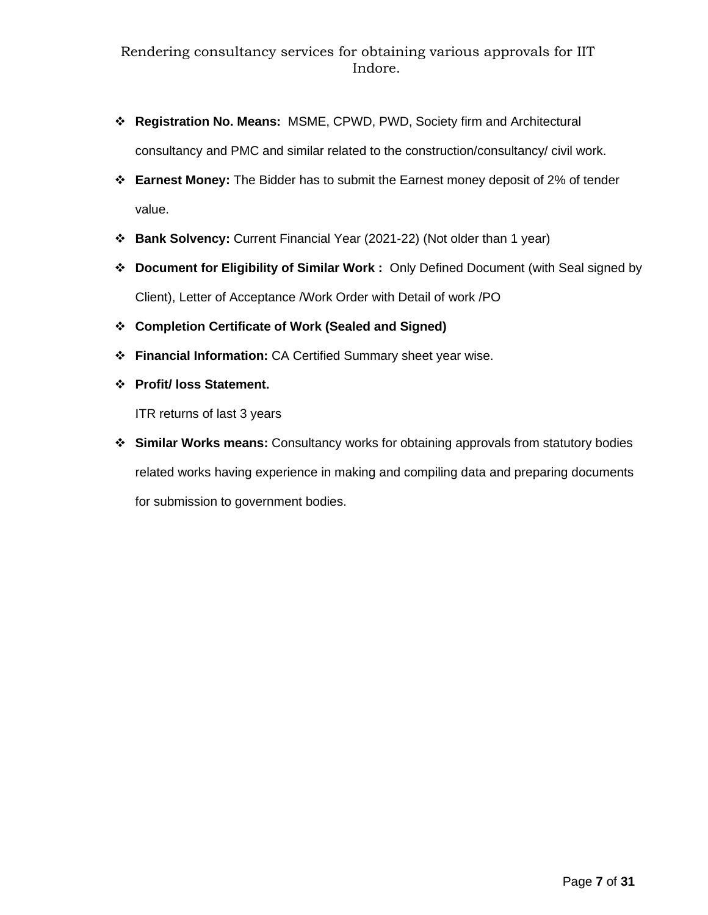- **Registration No. Means:** MSME, CPWD, PWD, Society firm and Architectural consultancy and PMC and similar related to the construction/consultancy/ civil work.
- **Earnest Money:** The Bidder has to submit the Earnest money deposit of 2% of tender value.
- **Bank Solvency:** Current Financial Year (2021-22) (Not older than 1 year)
- **Document for Eligibility of Similar Work :** Only Defined Document (with Seal signed by Client), Letter of Acceptance /Work Order with Detail of work /PO
- **Completion Certificate of Work (Sealed and Signed)**
- **Financial Information:** CA Certified Summary sheet year wise.
- **Profit/ loss Statement.**

  ITR returns of last 3 years
- **Similar Works means:** Consultancy works for obtaining approvals from statutory bodies related works having experience in making and compiling data and preparing documents for submission to government bodies.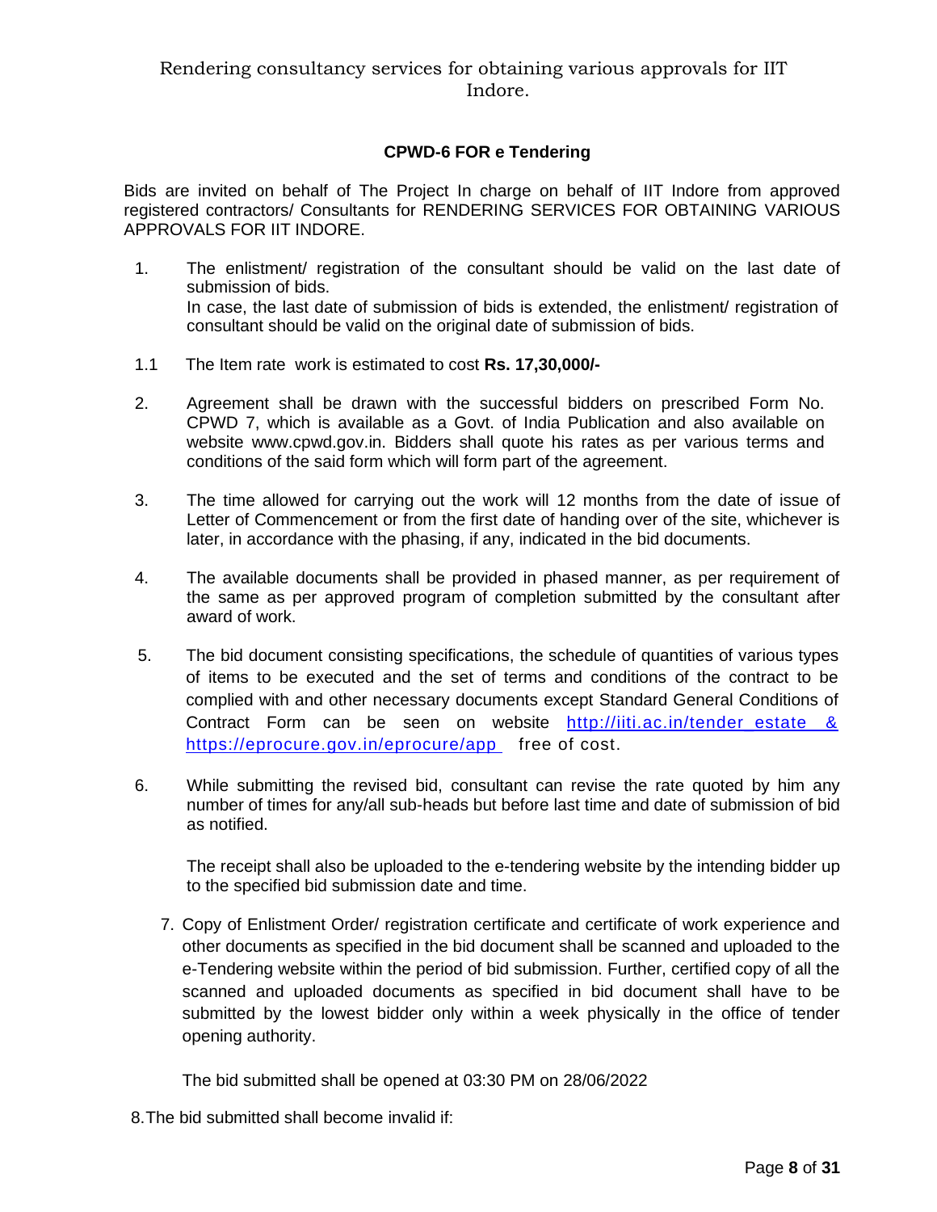Rendering consultancy services for obtaining various approvals for IIT Indore.

**CPWD-6 FOR e Tendering**

Bids are invited on behalf of The Project In charge on behalf of IIT Indore from approved registered contractors/ Consultants for RENDERING SERVICES FOR OBTAINING VARIOUS APPROVALS FOR IIT INDORE.

1. The enlistment/ registration of the consultant should be valid on the last date of submission of bids.
   In case, the last date of submission of bids is extended, the enlistment/ registration of consultant should be valid on the original date of submission of bids.

1.1 The Item rate work is estimated to cost **Rs. 17,30,000/-**

2. Agreement shall be drawn with the successful bidders on prescribed Form No. CPWD 7, which is available as a Govt. of India Publication and also available on website www.cpwd.gov.in. Bidders shall quote his rates as per various terms and conditions of the said form which will form part of the agreement.

3. The time allowed for carrying out the work will 12 months from the date of issue of Letter of Commencement or from the first date of handing over of the site, whichever is later, in accordance with the phasing, if any, indicated in the bid documents.

4. The available documents shall be provided in phased manner, as per requirement of the same as per approved program of completion submitted by the consultant after award of work.

5. The bid document consisting specifications, the schedule of quantities of various types of items to be executed and the set of terms and conditions of the contract to be complied with and other necessary documents except Standard General Conditions of Contract Form can be seen on website http://iiti.ac.in/tender_estate & https://eprocure.gov.in/eprocure/app free of cost.

6. While submitting the revised bid, consultant can revise the rate quoted by him any number of times for any/all sub-heads but before last time and date of submission of bid as notified.

   The receipt shall also be uploaded to the e-tendering website by the intending bidder up to the specified bid submission date and time.

7. Copy of Enlistment Order/ registration certificate and certificate of work experience and other documents as specified in the bid document shall be scanned and uploaded to the e-Tendering website within the period of bid submission. Further, certified copy of all the scanned and uploaded documents as specified in bid document shall have to be submitted by the lowest bidder only within a week physically in the office of tender opening authority.

   The bid submitted shall be opened at 03:30 PM on 28/06/2022

8. The bid submitted shall become invalid if: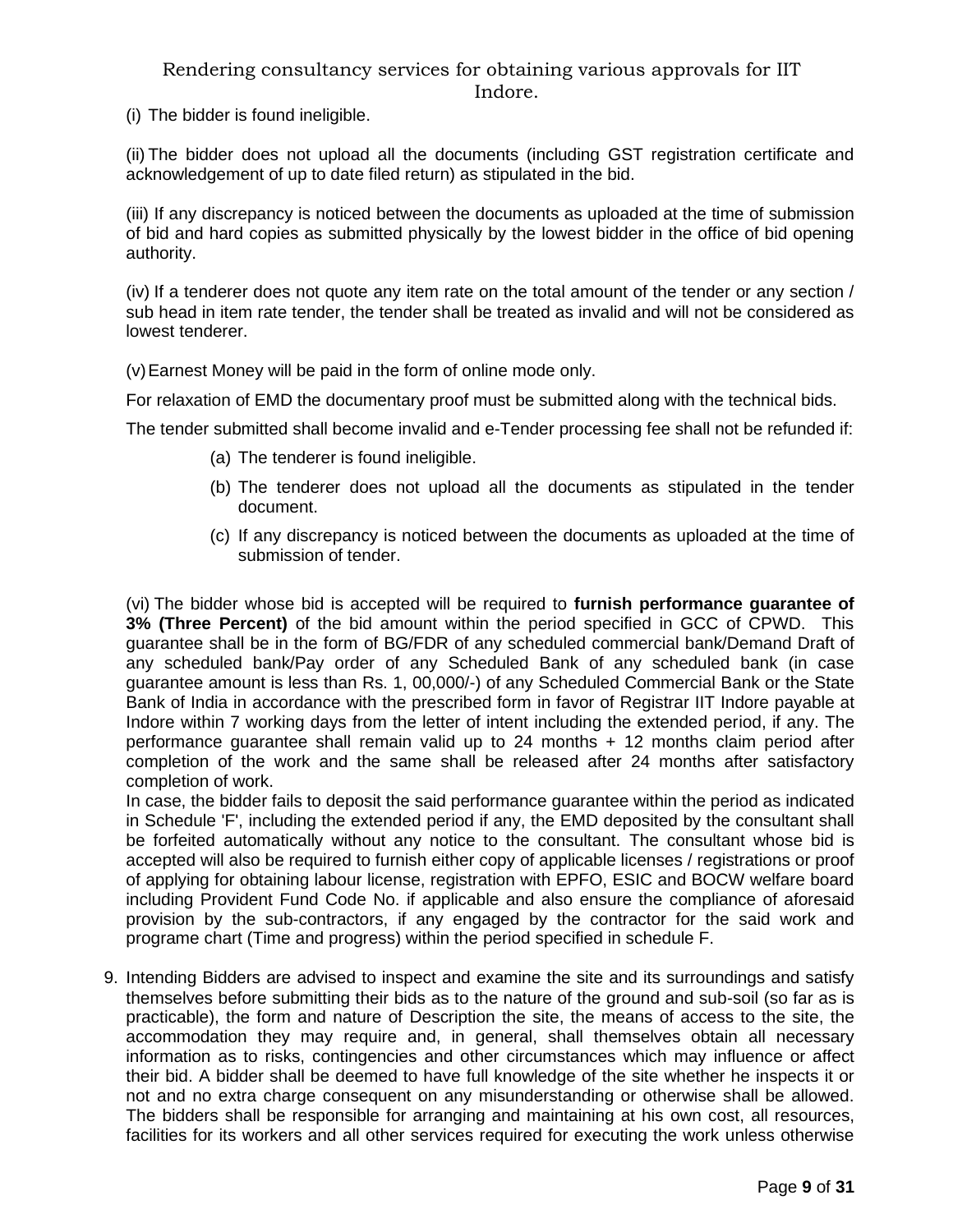(i) The bidder is found ineligible.

(ii) The bidder does not upload all the documents (including GST registration certificate and acknowledgement of up to date filed return) as stipulated in the bid.

(iii) If any discrepancy is noticed between the documents as uploaded at the time of submission of bid and hard copies as submitted physically by the lowest bidder in the office of bid opening authority.

(iv) If a tenderer does not quote any item rate on the total amount of the tender or any section / sub head in item rate tender, the tender shall be treated as invalid and will not be considered as lowest tenderer.

(v) Earnest Money will be paid in the form of online mode only.

For relaxation of EMD the documentary proof must be submitted along with the technical bids.

The tender submitted shall become invalid and e-Tender processing fee shall not be refunded if:

- (a) The tenderer is found ineligible.
- (b) The tenderer does not upload all the documents as stipulated in the tender document.
- (c) If any discrepancy is noticed between the documents as uploaded at the time of submission of tender.

(vi) The bidder whose bid is accepted will be required to **furnish performance guarantee of 3% (Three Percent)** of the bid amount within the period specified in GCC of CPWD. This guarantee shall be in the form of BG/FDR of any scheduled commercial bank/Demand Draft of any scheduled bank/Pay order of any Scheduled Bank of any scheduled bank (in case guarantee amount is less than Rs. 1, 00,000/-) of any Scheduled Commercial Bank or the State Bank of India in accordance with the prescribed form in favor of Registrar IIT Indore payable at Indore within 7 working days from the letter of intent including the extended period, if any. The performance guarantee shall remain valid up to 24 months + 12 months claim period after completion of the work and the same shall be released after 24 months after satisfactory completion of work.
In case, the bidder fails to deposit the said performance guarantee within the period as indicated in Schedule 'F', including the extended period if any, the EMD deposited by the consultant shall be forfeited automatically without any notice to the consultant. The consultant whose bid is accepted will also be required to furnish either copy of applicable licenses / registrations or proof of applying for obtaining labour license, registration with EPFO, ESIC and BOCW welfare board including Provident Fund Code No. if applicable and also ensure the compliance of aforesaid provision by the sub-contractors, if any engaged by the contractor for the said work and programe chart (Time and progress) within the period specified in schedule F.

9. Intending Bidders are advised to inspect and examine the site and its surroundings and satisfy themselves before submitting their bids as to the nature of the ground and sub-soil (so far as is practicable), the form and nature of Description the site, the means of access to the site, the accommodation they may require and, in general, shall themselves obtain all necessary information as to risks, contingencies and other circumstances which may influence or affect their bid. A bidder shall be deemed to have full knowledge of the site whether he inspects it or not and no extra charge consequent on any misunderstanding or otherwise shall be allowed. The bidders shall be responsible for arranging and maintaining at his own cost, all resources, facilities for its workers and all other services required for executing the work unless otherwise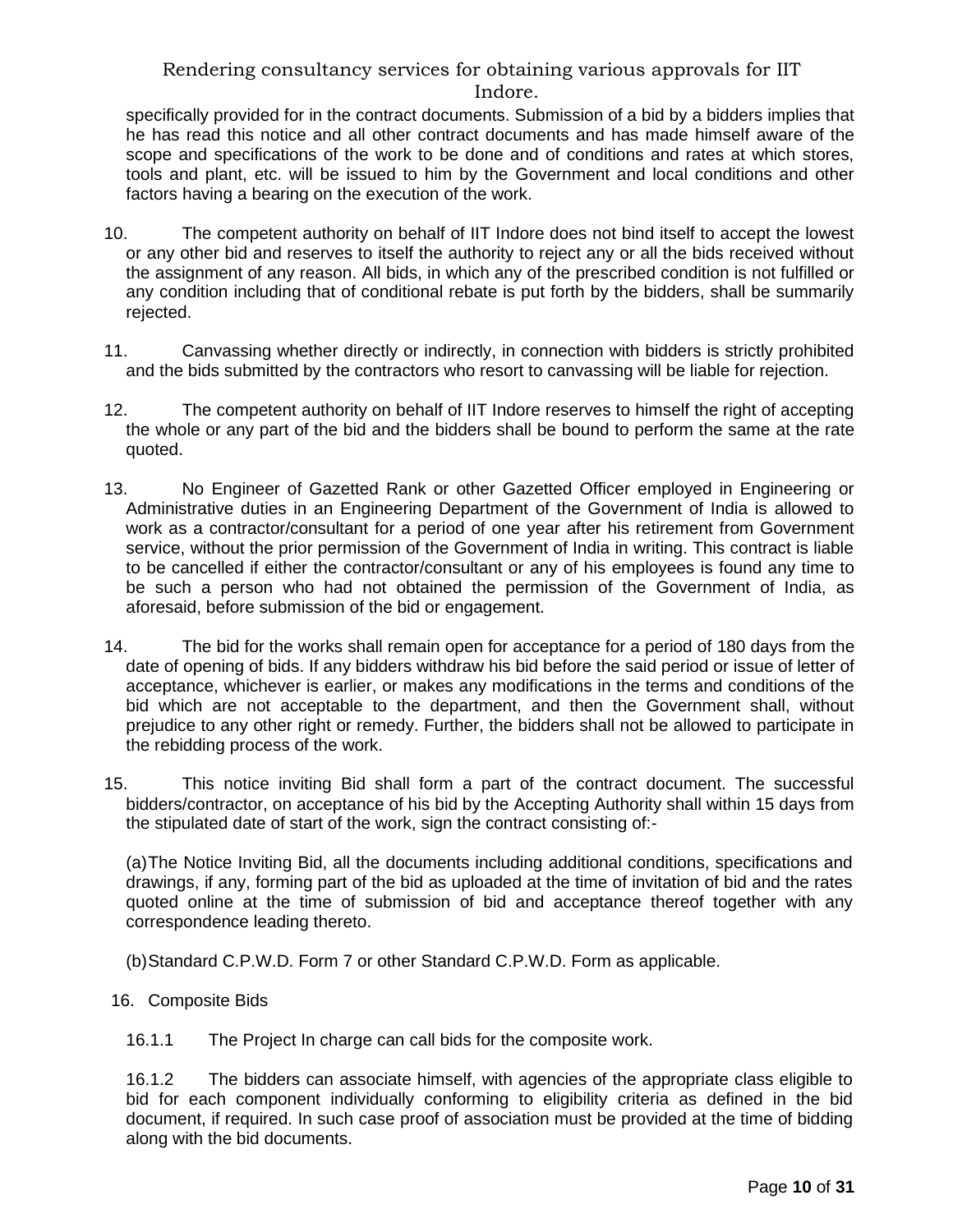specifically provided for in the contract documents. Submission of a bid by a bidders implies that he has read this notice and all other contract documents and has made himself aware of the scope and specifications of the work to be done and of conditions and rates at which stores, tools and plant, etc. will be issued to him by the Government and local conditions and other factors having a bearing on the execution of the work.

10. The competent authority on behalf of IIT Indore does not bind itself to accept the lowest or any other bid and reserves to itself the authority to reject any or all the bids received without the assignment of any reason. All bids, in which any of the prescribed condition is not fulfilled or any condition including that of conditional rebate is put forth by the bidders, shall be summarily rejected.

11. Canvassing whether directly or indirectly, in connection with bidders is strictly prohibited and the bids submitted by the contractors who resort to canvassing will be liable for rejection.

12. The competent authority on behalf of IIT Indore reserves to himself the right of accepting the whole or any part of the bid and the bidders shall be bound to perform the same at the rate quoted.

13. No Engineer of Gazetted Rank or other Gazetted Officer employed in Engineering or Administrative duties in an Engineering Department of the Government of India is allowed to work as a contractor/consultant for a period of one year after his retirement from Government service, without the prior permission of the Government of India in writing. This contract is liable to be cancelled if either the contractor/consultant or any of his employees is found any time to be such a person who had not obtained the permission of the Government of India, as aforesaid, before submission of the bid or engagement.

14. The bid for the works shall remain open for acceptance for a period of 180 days from the date of opening of bids. If any bidders withdraw his bid before the said period or issue of letter of acceptance, whichever is earlier, or makes any modifications in the terms and conditions of the bid which are not acceptable to the department, and then the Government shall, without prejudice to any other right or remedy. Further, the bidders shall not be allowed to participate in the rebidding process of the work.

15. This notice inviting Bid shall form a part of the contract document. The successful bidders/contractor, on acceptance of his bid by the Accepting Authority shall within 15 days from the stipulated date of start of the work, sign the contract consisting of:-

(a) The Notice Inviting Bid, all the documents including additional conditions, specifications and drawings, if any, forming part of the bid as uploaded at the time of invitation of bid and the rates quoted online at the time of submission of bid and acceptance thereof together with any correspondence leading thereto.

(b) Standard C.P.W.D. Form 7 or other Standard C.P.W.D. Form as applicable.

16. Composite Bids

16.1.1 The Project In charge can call bids for the composite work.

16.1.2 The bidders can associate himself, with agencies of the appropriate class eligible to bid for each component individually conforming to eligibility criteria as defined in the bid document, if required. In such case proof of association must be provided at the time of bidding along with the bid documents.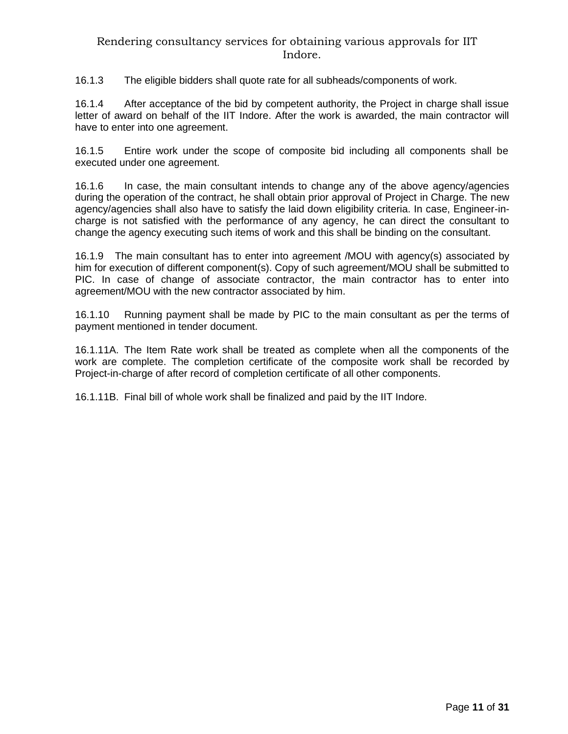16.1.3 The eligible bidders shall quote rate for all subheads/components of work.

16.1.4 After acceptance of the bid by competent authority, the Project in charge shall issue letter of award on behalf of the IIT Indore. After the work is awarded, the main contractor will have to enter into one agreement.

16.1.5 Entire work under the scope of composite bid including all components shall be executed under one agreement.

16.1.6 In case, the main consultant intends to change any of the above agency/agencies during the operation of the contract, he shall obtain prior approval of Project in Charge. The new agency/agencies shall also have to satisfy the laid down eligibility criteria. In case, Engineer-in-charge is not satisfied with the performance of any agency, he can direct the consultant to change the agency executing such items of work and this shall be binding on the consultant.

16.1.9 The main consultant has to enter into agreement /MOU with agency(s) associated by him for execution of different component(s). Copy of such agreement/MOU shall be submitted to PIC. In case of change of associate contractor, the main contractor has to enter into agreement/MOU with the new contractor associated by him.

16.1.10 Running payment shall be made by PIC to the main consultant as per the terms of payment mentioned in tender document.

16.1.11A. The Item Rate work shall be treated as complete when all the components of the work are complete. The completion certificate of the composite work shall be recorded by Project-in-charge of after record of completion certificate of all other components.

16.1.11B. Final bill of whole work shall be finalized and paid by the IIT Indore.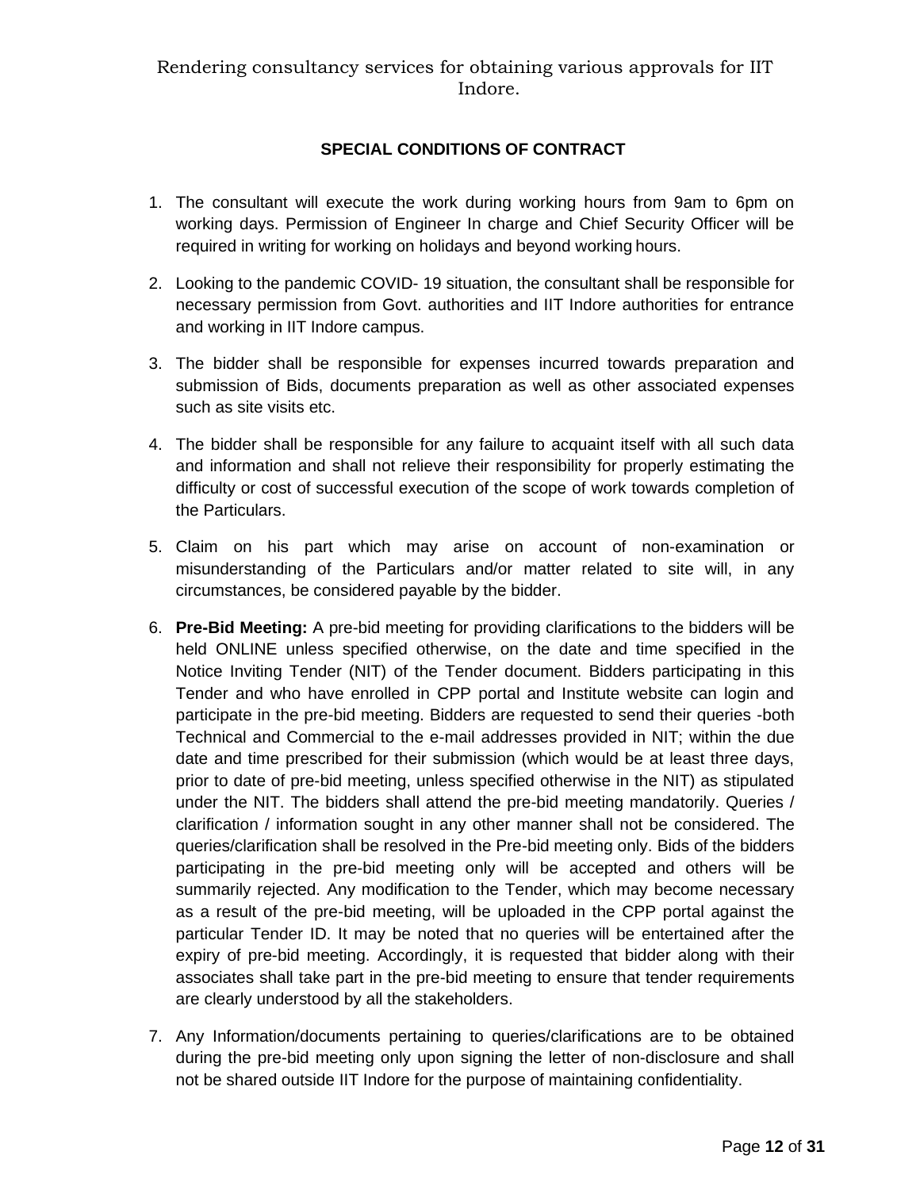## SPECIAL CONDITIONS OF CONTRACT

1. The consultant will execute the work during working hours from 9am to 6pm on working days. Permission of Engineer In charge and Chief Security Officer will be required in writing for working on holidays and beyond working hours.

2. Looking to the pandemic COVID- 19 situation, the consultant shall be responsible for necessary permission from Govt. authorities and IIT Indore authorities for entrance and working in IIT Indore campus.

3. The bidder shall be responsible for expenses incurred towards preparation and submission of Bids, documents preparation as well as other associated expenses such as site visits etc.

4. The bidder shall be responsible for any failure to acquaint itself with all such data and information and shall not relieve their responsibility for properly estimating the difficulty or cost of successful execution of the scope of work towards completion of the Particulars.

5. Claim on his part which may arise on account of non-examination or misunderstanding of the Particulars and/or matter related to site will, in any circumstances, be considered payable by the bidder.

6. **Pre-Bid Meeting:** A pre-bid meeting for providing clarifications to the bidders will be held ONLINE unless specified otherwise, on the date and time specified in the Notice Inviting Tender (NIT) of the Tender document. Bidders participating in this Tender and who have enrolled in CPP portal and Institute website can login and participate in the pre-bid meeting. Bidders are requested to send their queries -both Technical and Commercial to the e-mail addresses provided in NIT; within the due date and time prescribed for their submission (which would be at least three days, prior to date of pre-bid meeting, unless specified otherwise in the NIT) as stipulated under the NIT. The bidders shall attend the pre-bid meeting mandatorily. Queries / clarification / information sought in any other manner shall not be considered. The queries/clarification shall be resolved in the Pre-bid meeting only. Bids of the bidders participating in the pre-bid meeting only will be accepted and others will be summarily rejected. Any modification to the Tender, which may become necessary as a result of the pre-bid meeting, will be uploaded in the CPP portal against the particular Tender ID. It may be noted that no queries will be entertained after the expiry of pre-bid meeting. Accordingly, it is requested that bidder along with their associates shall take part in the pre-bid meeting to ensure that tender requirements are clearly understood by all the stakeholders.

7. Any Information/documents pertaining to queries/clarifications are to be obtained during the pre-bid meeting only upon signing the letter of non-disclosure and shall not be shared outside IIT Indore for the purpose of maintaining confidentiality.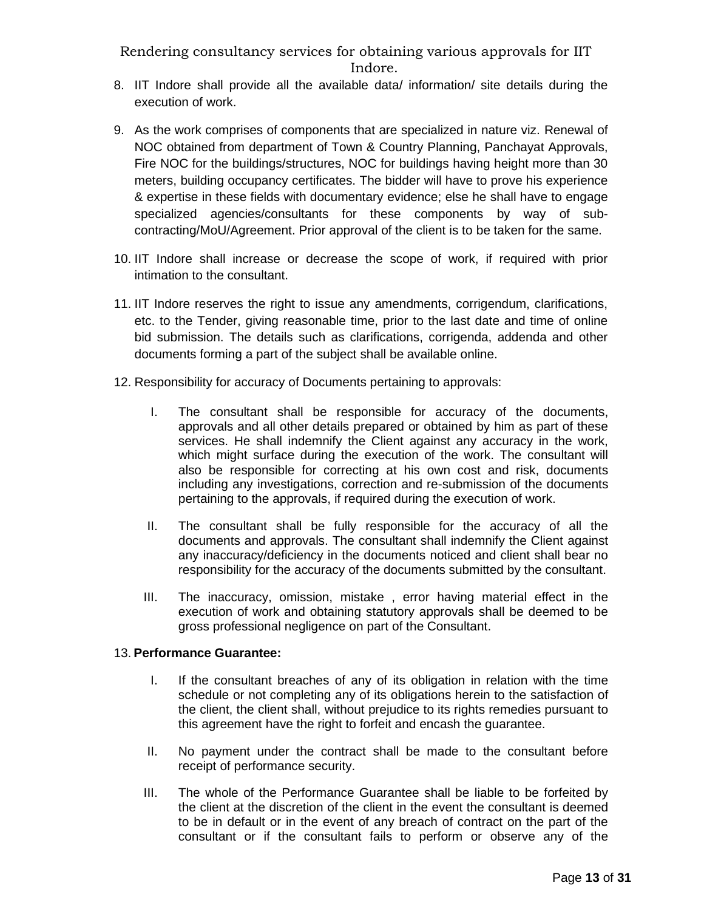8. IIT Indore shall provide all the available data/ information/ site details during the execution of work.

9. As the work comprises of components that are specialized in nature viz. Renewal of NOC obtained from department of Town & Country Planning, Panchayat Approvals, Fire NOC for the buildings/structures, NOC for buildings having height more than 30 meters, building occupancy certificates. The bidder will have to prove his experience & expertise in these fields with documentary evidence; else he shall have to engage specialized agencies/consultants for these components by way of sub-contracting/MoU/Agreement. Prior approval of the client is to be taken for the same.

10. IIT Indore shall increase or decrease the scope of work, if required with prior intimation to the consultant.

11. IIT Indore reserves the right to issue any amendments, corrigendum, clarifications, etc. to the Tender, giving reasonable time, prior to the last date and time of online bid submission. The details such as clarifications, corrigenda, addenda and other documents forming a part of the subject shall be available online.

12. Responsibility for accuracy of Documents pertaining to approvals:

    I. The consultant shall be responsible for accuracy of the documents, approvals and all other details prepared or obtained by him as part of these services. He shall indemnify the Client against any accuracy in the work, which might surface during the execution of the work. The consultant will also be responsible for correcting at his own cost and risk, documents including any investigations, correction and re-submission of the documents pertaining to the approvals, if required during the execution of work.

    II. The consultant shall be fully responsible for the accuracy of all the documents and approvals. The consultant shall indemnify the Client against any inaccuracy/deficiency in the documents noticed and client shall bear no responsibility for the accuracy of the documents submitted by the consultant.

    III. The inaccuracy, omission, mistake , error having material effect in the execution of work and obtaining statutory approvals shall be deemed to be gross professional negligence on part of the Consultant.

13. **Performance Guarantee:**

    I. If the consultant breaches of any of its obligation in relation with the time schedule or not completing any of its obligations herein to the satisfaction of the client, the client shall, without prejudice to its rights remedies pursuant to this agreement have the right to forfeit and encash the guarantee.

    II. No payment under the contract shall be made to the consultant before receipt of performance security.

    III. The whole of the Performance Guarantee shall be liable to be forfeited by the client at the discretion of the client in the event the consultant is deemed to be in default or in the event of any breach of contract on the part of the consultant or if the consultant fails to perform or observe any of the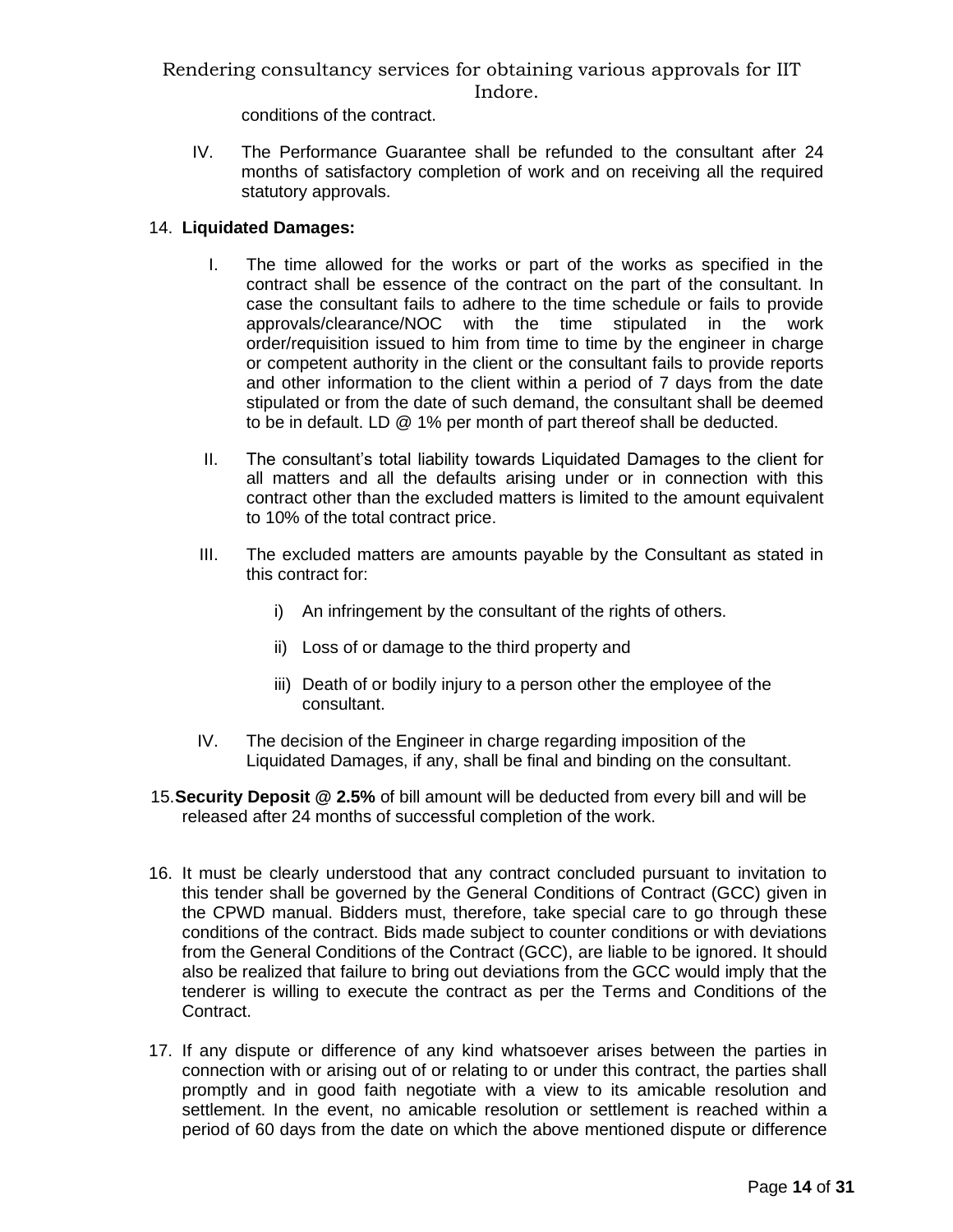conditions of the contract.

IV. The Performance Guarantee shall be refunded to the consultant after 24 months of satisfactory completion of work and on receiving all the required statutory approvals.

14. **Liquidated Damages:**

   I. The time allowed for the works or part of the works as specified in the contract shall be essence of the contract on the part of the consultant. In case the consultant fails to adhere to the time schedule or fails to provide approvals/clearance/NOC with the time stipulated in the work order/requisition issued to him from time to time by the engineer in charge or competent authority in the client or the consultant fails to provide reports and other information to the client within a period of 7 days from the date stipulated or from the date of such demand, the consultant shall be deemed to be in default. LD @ 1% per month of part thereof shall be deducted.

   II. The consultant's total liability towards Liquidated Damages to the client for all matters and all the defaults arising under or in connection with this contract other than the excluded matters is limited to the amount equivalent to 10% of the total contract price.

   III. The excluded matters are amounts payable by the Consultant as stated in this contract for:

      i) An infringement by the consultant of the rights of others.

      ii) Loss of or damage to the third property and

      iii) Death of or bodily injury to a person other the employee of the consultant.

   IV. The decision of the Engineer in charge regarding imposition of the Liquidated Damages, if any, shall be final and binding on the consultant.

15. **Security Deposit @ 2.5%** of bill amount will be deducted from every bill and will be released after 24 months of successful completion of the work.

16. It must be clearly understood that any contract concluded pursuant to invitation to this tender shall be governed by the General Conditions of Contract (GCC) given in the CPWD manual. Bidders must, therefore, take special care to go through these conditions of the contract. Bids made subject to counter conditions or with deviations from the General Conditions of the Contract (GCC), are liable to be ignored. It should also be realized that failure to bring out deviations from the GCC would imply that the tenderer is willing to execute the contract as per the Terms and Conditions of the Contract.

17. If any dispute or difference of any kind whatsoever arises between the parties in connection with or arising out of or relating to or under this contract, the parties shall promptly and in good faith negotiate with a view to its amicable resolution and settlement. In the event, no amicable resolution or settlement is reached within a period of 60 days from the date on which the above mentioned dispute or difference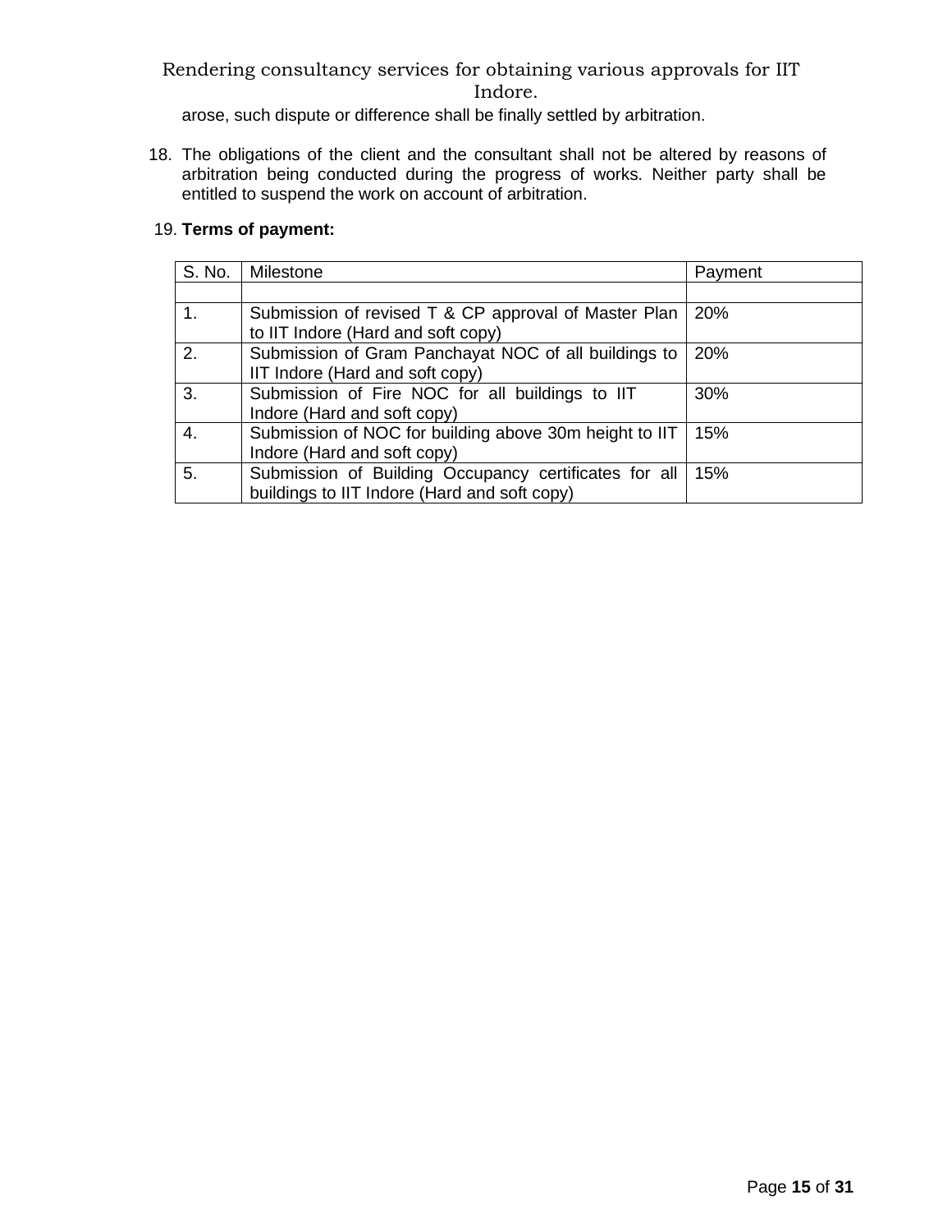arose, such dispute or difference shall be finally settled by arbitration.

18. The obligations of the client and the consultant shall not be altered by reasons of arbitration being conducted during the progress of works. Neither party shall be entitled to suspend the work on account of arbitration.

19. **Terms of payment:**

| S. No. | Milestone | Payment |
|---|---|---|
| | | |
| 1. | Submission of revised T & CP approval of Master Plan to IIT Indore (Hard and soft copy) | 20% |
| 2. | Submission of Gram Panchayat NOC of all buildings to IIT Indore (Hard and soft copy) | 20% |
| 3. | Submission of Fire NOC for all buildings to IIT Indore (Hard and soft copy) | 30% |
| 4. | Submission of NOC for building above 30m height to IIT Indore (Hard and soft copy) | 15% |
| 5. | Submission of Building Occupancy certificates for all buildings to IIT Indore (Hard and soft copy) | 15% |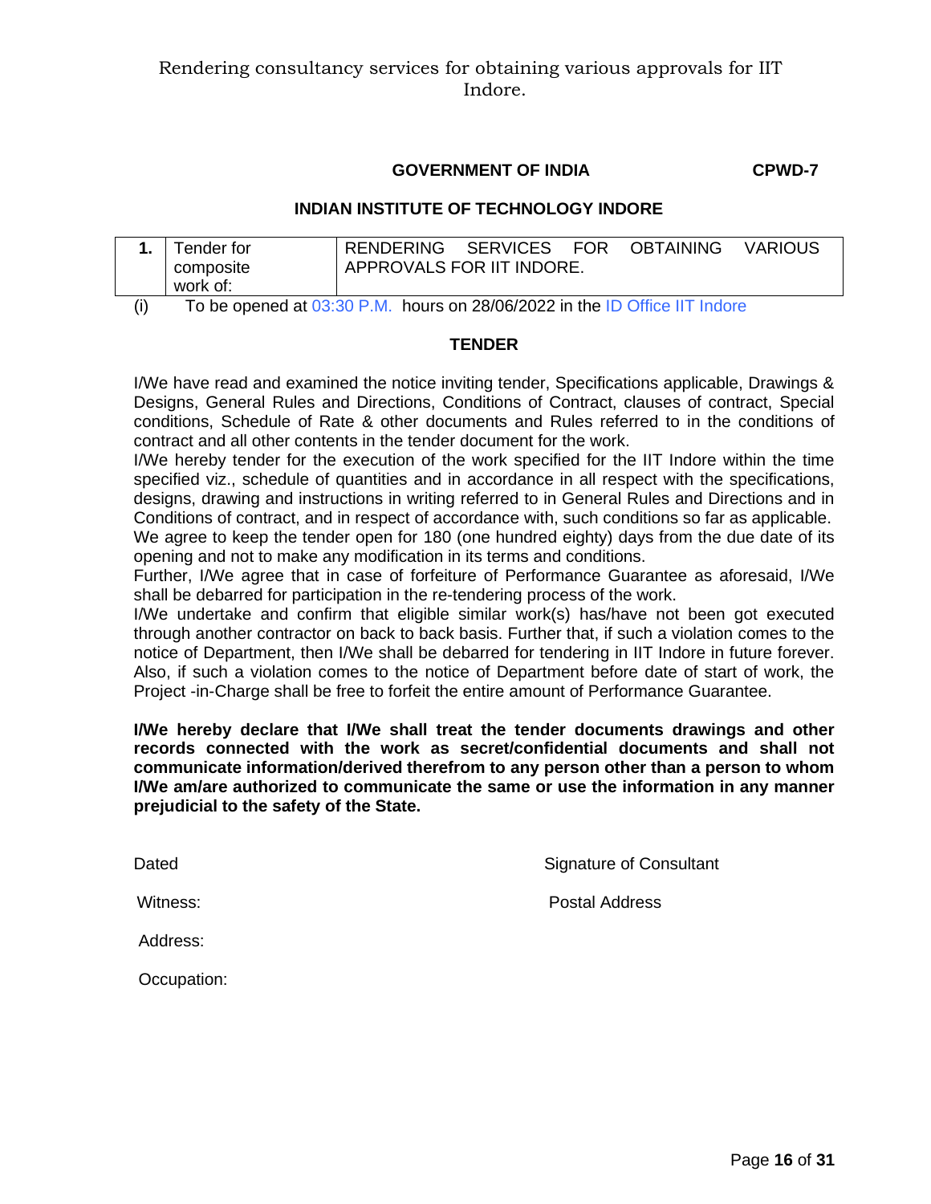**GOVERNMENT OF INDIA** **CPWD-7**

**INDIAN INSTITUTE OF TECHNOLOGY INDORE**

| **1.** | Tender for composite work of: | RENDERING SERVICES FOR OBTAINING VARIOUS APPROVALS FOR IIT INDORE. |
|---|---|---|

(i) To be opened at 03:30 P.M. hours on 28/06/2022 in the ID Office IIT Indore

**TENDER**

I/We have read and examined the notice inviting tender, Specifications applicable, Drawings & Designs, General Rules and Directions, Conditions of Contract, clauses of contract, Special conditions, Schedule of Rate & other documents and Rules referred to in the conditions of contract and all other contents in the tender document for the work.

I/We hereby tender for the execution of the work specified for the IIT Indore within the time specified viz., schedule of quantities and in accordance in all respect with the specifications, designs, drawing and instructions in writing referred to in General Rules and Directions and in Conditions of contract, and in respect of accordance with, such conditions so far as applicable.

We agree to keep the tender open for 180 (one hundred eighty) days from the due date of its opening and not to make any modification in its terms and conditions.

Further, I/We agree that in case of forfeiture of Performance Guarantee as aforesaid, I/We shall be debarred for participation in the re-tendering process of the work.

I/We undertake and confirm that eligible similar work(s) has/have not been got executed through another contractor on back to back basis. Further that, if such a violation comes to the notice of Department, then I/We shall be debarred for tendering in IIT Indore in future forever. Also, if such a violation comes to the notice of Department before date of start of work, the Project -in-Charge shall be free to forfeit the entire amount of Performance Guarantee.

**I/We hereby declare that I/We shall treat the tender documents drawings and other records connected with the work as secret/confidential documents and shall not communicate information/derived therefrom to any person other than a person to whom I/We am/are authorized to communicate the same or use the information in any manner prejudicial to the safety of the State.**

Dated Signature of Consultant

Witness: Postal Address

Address:

Occupation: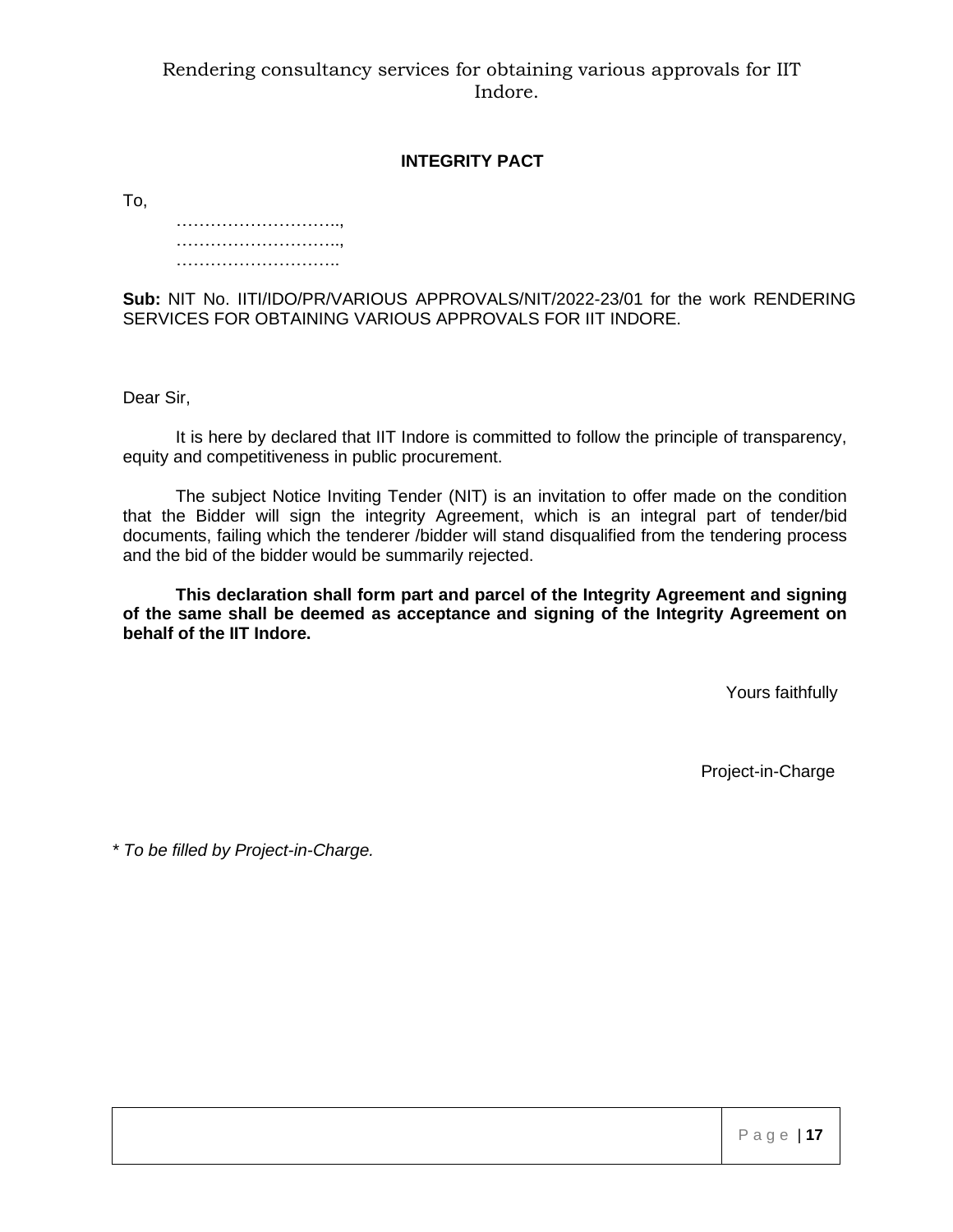## INTEGRITY PACT

To,

………………………..,
………………………..,
………………………..

**Sub:** NIT No. IITI/IDO/PR/VARIOUS APPROVALS/NIT/2022-23/01 for the work RENDERING SERVICES FOR OBTAINING VARIOUS APPROVALS FOR IIT INDORE.

Dear Sir,

It is here by declared that IIT Indore is committed to follow the principle of transparency, equity and competitiveness in public procurement.

The subject Notice Inviting Tender (NIT) is an invitation to offer made on the condition that the Bidder will sign the integrity Agreement, which is an integral part of tender/bid documents, failing which the tenderer /bidder will stand disqualified from the tendering process and the bid of the bidder would be summarily rejected.

**This declaration shall form part and parcel of the Integrity Agreement and signing of the same shall be deemed as acceptance and signing of the Integrity Agreement on behalf of the IIT Indore.**

Yours faithfully

Project-in-Charge

*\* To be filled by Project-in-Charge.*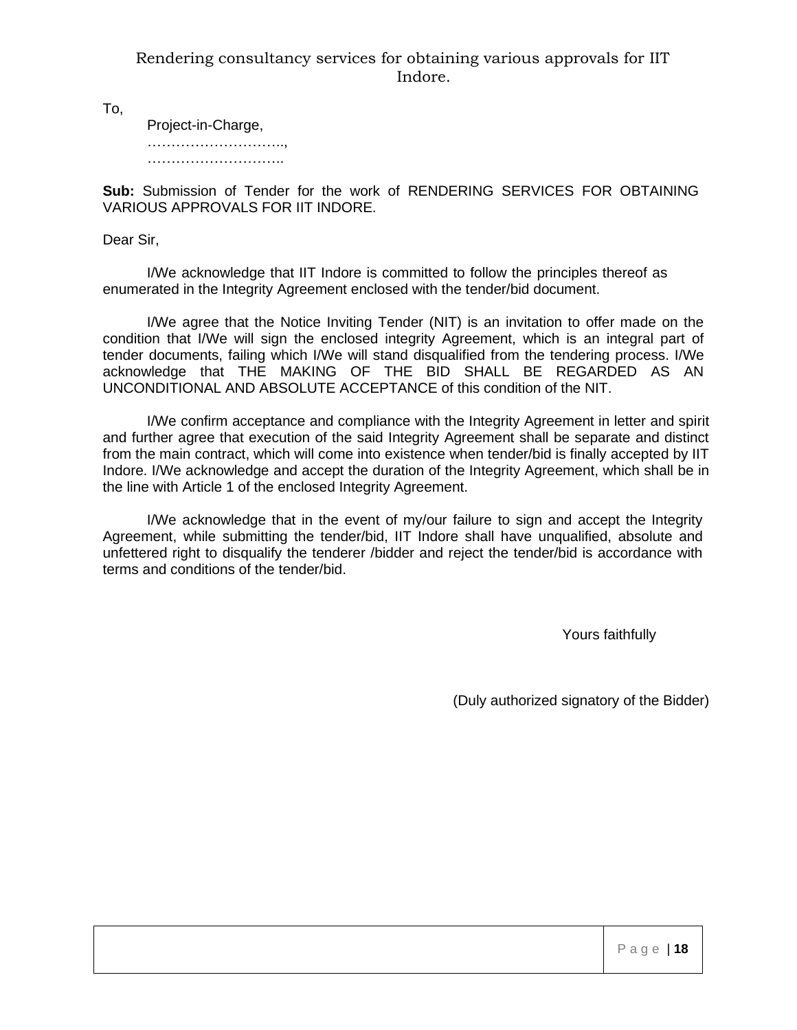Rendering consultancy services for obtaining various approvals for IIT Indore.

To,

Project-in-Charge,

………………………..,

………………………..

**Sub:** Submission of Tender for the work of RENDERING SERVICES FOR OBTAINING VARIOUS APPROVALS FOR IIT INDORE.

Dear Sir,

I/We acknowledge that IIT Indore is committed to follow the principles thereof as enumerated in the Integrity Agreement enclosed with the tender/bid document.

I/We agree that the Notice Inviting Tender (NIT) is an invitation to offer made on the condition that I/We will sign the enclosed integrity Agreement, which is an integral part of tender documents, failing which I/We will stand disqualified from the tendering process. I/We acknowledge that THE MAKING OF THE BID SHALL BE REGARDED AS AN UNCONDITIONAL AND ABSOLUTE ACCEPTANCE of this condition of the NIT.

I/We confirm acceptance and compliance with the Integrity Agreement in letter and spirit and further agree that execution of the said Integrity Agreement shall be separate and distinct from the main contract, which will come into existence when tender/bid is finally accepted by IIT Indore. I/We acknowledge and accept the duration of the Integrity Agreement, which shall be in the line with Article 1 of the enclosed Integrity Agreement.

I/We acknowledge that in the event of my/our failure to sign and accept the Integrity Agreement, while submitting the tender/bid, IIT Indore shall have unqualified, absolute and unfettered right to disqualify the tenderer /bidder and reject the tender/bid is accordance with terms and conditions of the tender/bid.

Yours faithfully

(Duly authorized signatory of the Bidder)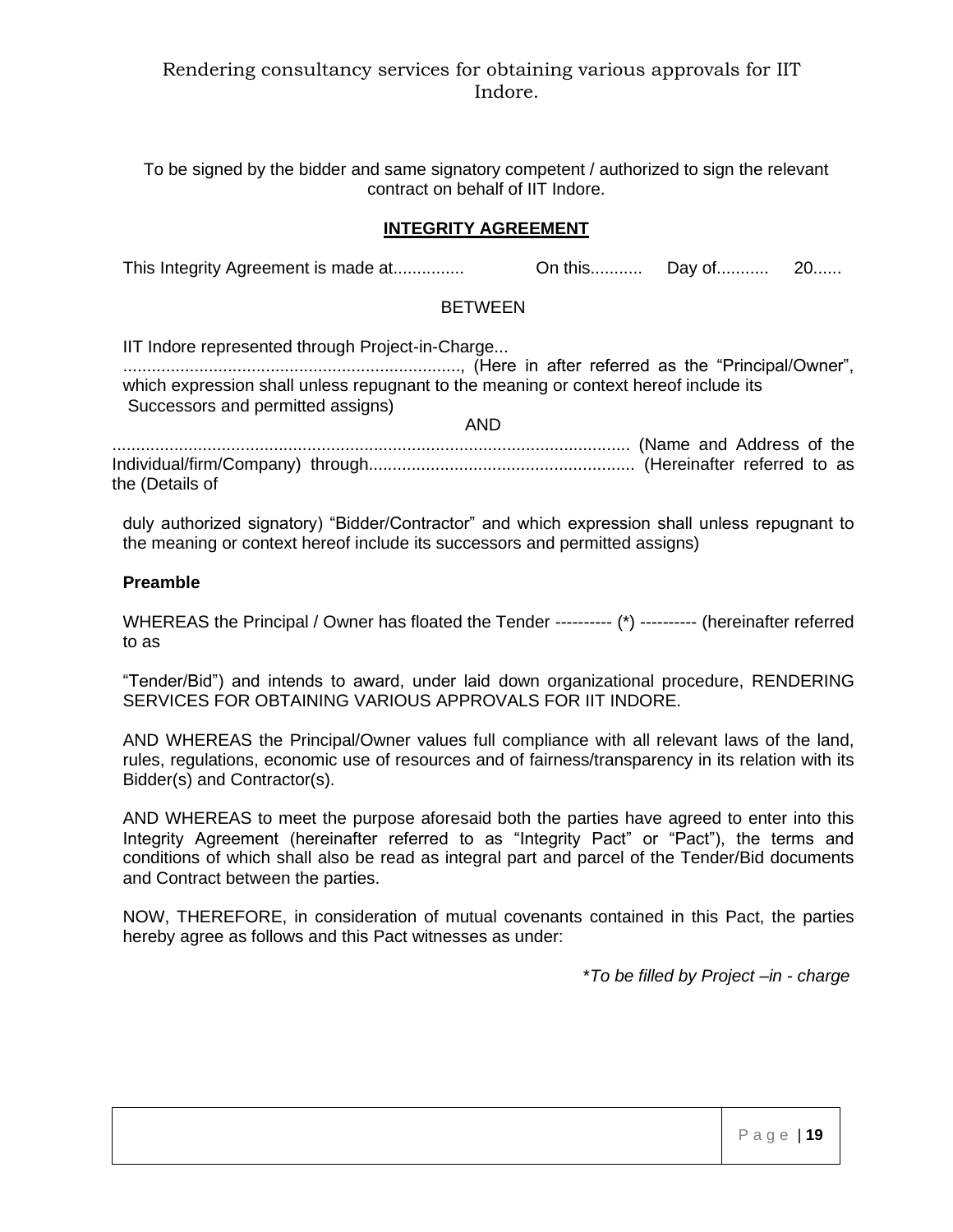To be signed by the bidder and same signatory competent / authorized to sign the relevant contract on behalf of IIT Indore.

## INTEGRITY AGREEMENT

This Integrity Agreement is made at............... On this........... Day of........... 20......

BETWEEN

IIT Indore represented through Project-in-Charge... ......................................................................, (Here in after referred as the "Principal/Owner", which expression shall unless repugnant to the meaning or context hereof include its Successors and permitted assigns)

AND

............................................................................................................ (Name and Address of the Individual/firm/Company) through........................................................ (Hereinafter referred to as the (Details of

duly authorized signatory) "Bidder/Contractor" and which expression shall unless repugnant to the meaning or context hereof include its successors and permitted assigns)

**Preamble**

WHEREAS the Principal / Owner has floated the Tender ---------- (*) ---------- (hereinafter referred to as

"Tender/Bid") and intends to award, under laid down organizational procedure, RENDERING SERVICES FOR OBTAINING VARIOUS APPROVALS FOR IIT INDORE.

AND WHEREAS the Principal/Owner values full compliance with all relevant laws of the land, rules, regulations, economic use of resources and of fairness/transparency in its relation with its Bidder(s) and Contractor(s).

AND WHEREAS to meet the purpose aforesaid both the parties have agreed to enter into this Integrity Agreement (hereinafter referred to as "Integrity Pact" or "Pact"), the terms and conditions of which shall also be read as integral part and parcel of the Tender/Bid documents and Contract between the parties.

NOW, THEREFORE, in consideration of mutual covenants contained in this Pact, the parties hereby agree as follows and this Pact witnesses as under:

**To be filled by Project –in - charge*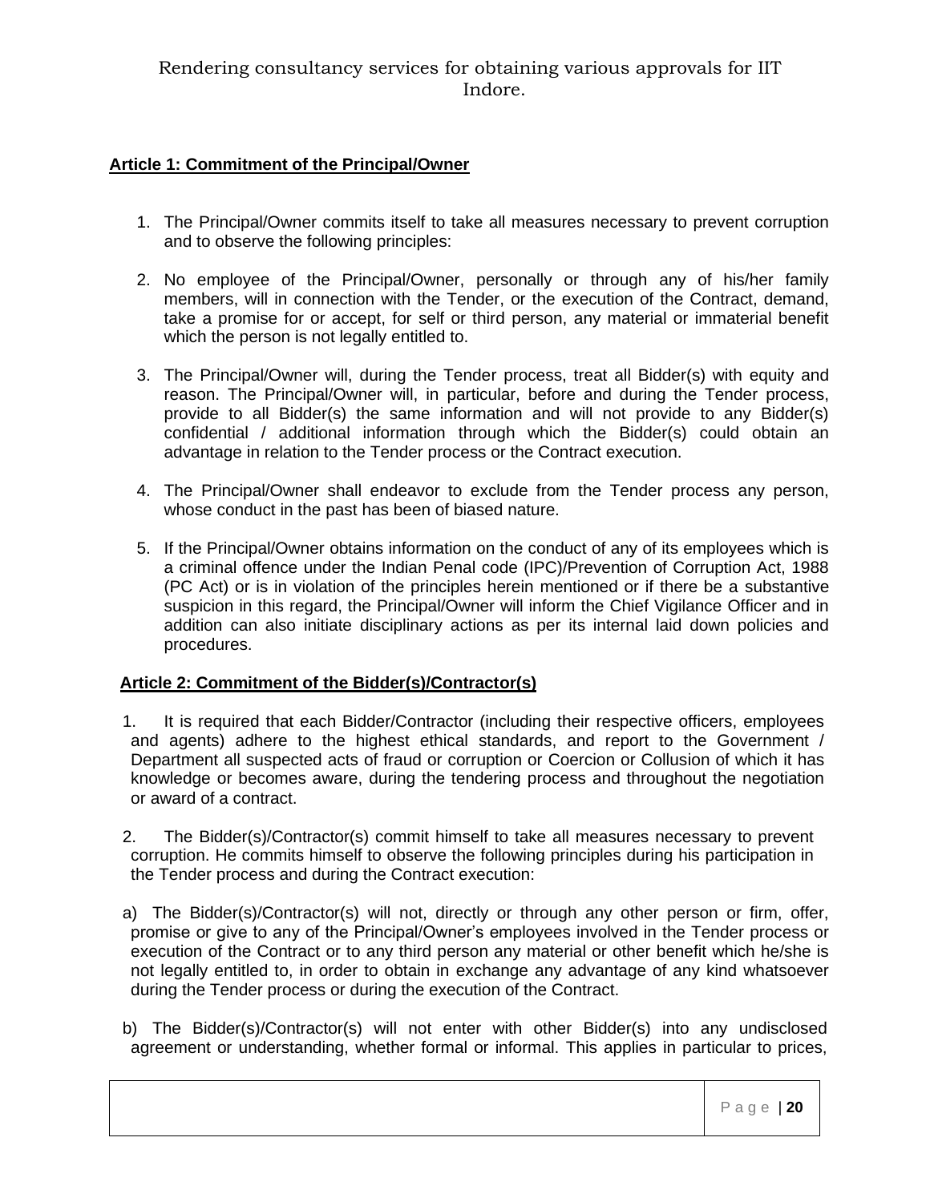**Article 1: Commitment of the Principal/Owner**

1. The Principal/Owner commits itself to take all measures necessary to prevent corruption and to observe the following principles:

2. No employee of the Principal/Owner, personally or through any of his/her family members, will in connection with the Tender, or the execution of the Contract, demand, take a promise for or accept, for self or third person, any material or immaterial benefit which the person is not legally entitled to.

3. The Principal/Owner will, during the Tender process, treat all Bidder(s) with equity and reason. The Principal/Owner will, in particular, before and during the Tender process, provide to all Bidder(s) the same information and will not provide to any Bidder(s) confidential / additional information through which the Bidder(s) could obtain an advantage in relation to the Tender process or the Contract execution.

4. The Principal/Owner shall endeavor to exclude from the Tender process any person, whose conduct in the past has been of biased nature.

5. If the Principal/Owner obtains information on the conduct of any of its employees which is a criminal offence under the Indian Penal code (IPC)/Prevention of Corruption Act, 1988 (PC Act) or is in violation of the principles herein mentioned or if there be a substantive suspicion in this regard, the Principal/Owner will inform the Chief Vigilance Officer and in addition can also initiate disciplinary actions as per its internal laid down policies and procedures.

**Article 2: Commitment of the Bidder(s)/Contractor(s)**

1. It is required that each Bidder/Contractor (including their respective officers, employees and agents) adhere to the highest ethical standards, and report to the Government / Department all suspected acts of fraud or corruption or Coercion or Collusion of which it has knowledge or becomes aware, during the tendering process and throughout the negotiation or award of a contract.

2. The Bidder(s)/Contractor(s) commit himself to take all measures necessary to prevent corruption. He commits himself to observe the following principles during his participation in the Tender process and during the Contract execution:

a) The Bidder(s)/Contractor(s) will not, directly or through any other person or firm, offer, promise or give to any of the Principal/Owner's employees involved in the Tender process or execution of the Contract or to any third person any material or other benefit which he/she is not legally entitled to, in order to obtain in exchange any advantage of any kind whatsoever during the Tender process or during the execution of the Contract.

b) The Bidder(s)/Contractor(s) will not enter with other Bidder(s) into any undisclosed agreement or understanding, whether formal or informal. This applies in particular to prices,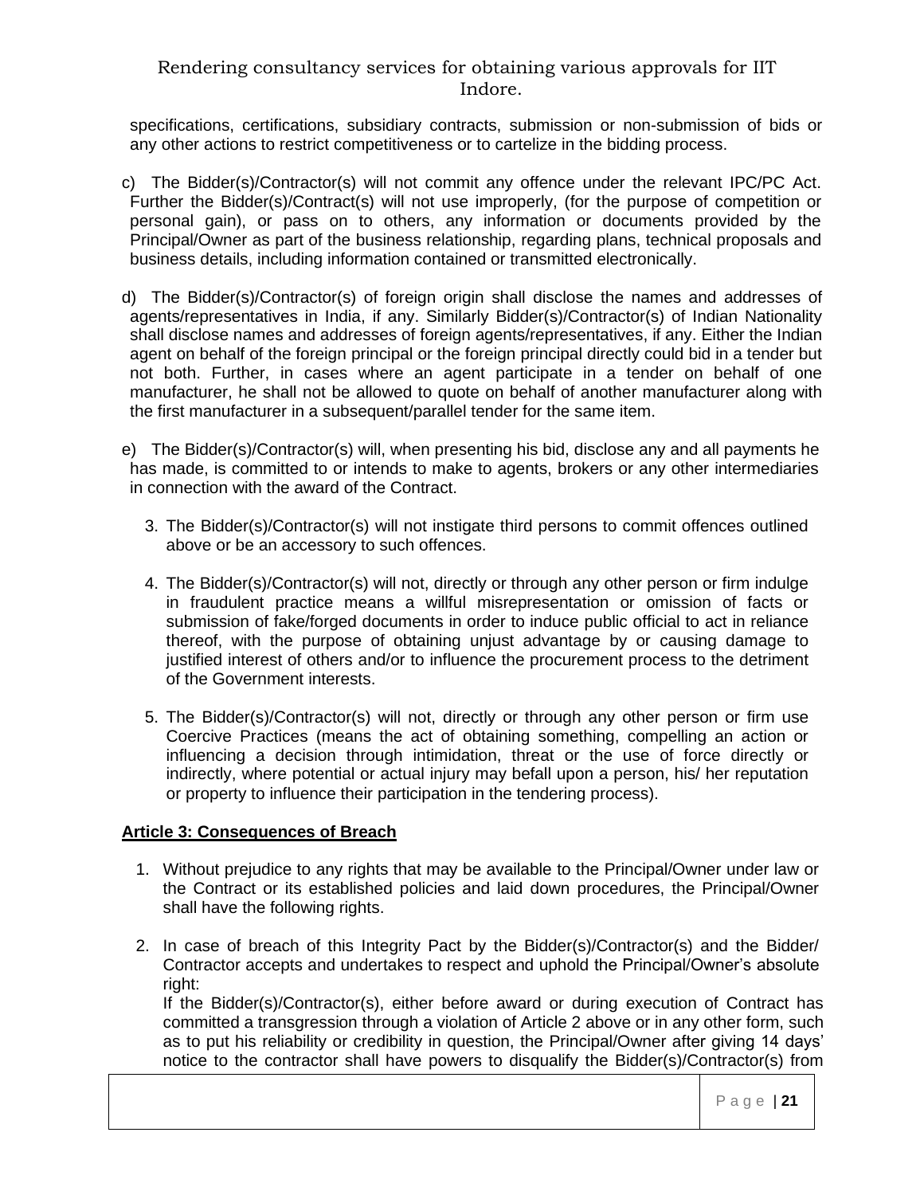specifications, certifications, subsidiary contracts, submission or non-submission of bids or any other actions to restrict competitiveness or to cartelize in the bidding process.

c) The Bidder(s)/Contractor(s) will not commit any offence under the relevant IPC/PC Act. Further the Bidder(s)/Contract(s) will not use improperly, (for the purpose of competition or personal gain), or pass on to others, any information or documents provided by the Principal/Owner as part of the business relationship, regarding plans, technical proposals and business details, including information contained or transmitted electronically.

d) The Bidder(s)/Contractor(s) of foreign origin shall disclose the names and addresses of agents/representatives in India, if any. Similarly Bidder(s)/Contractor(s) of Indian Nationality shall disclose names and addresses of foreign agents/representatives, if any. Either the Indian agent on behalf of the foreign principal or the foreign principal directly could bid in a tender but not both. Further, in cases where an agent participate in a tender on behalf of one manufacturer, he shall not be allowed to quote on behalf of another manufacturer along with the first manufacturer in a subsequent/parallel tender for the same item.

e) The Bidder(s)/Contractor(s) will, when presenting his bid, disclose any and all payments he has made, is committed to or intends to make to agents, brokers or any other intermediaries in connection with the award of the Contract.

3. The Bidder(s)/Contractor(s) will not instigate third persons to commit offences outlined above or be an accessory to such offences.

4. The Bidder(s)/Contractor(s) will not, directly or through any other person or firm indulge in fraudulent practice means a willful misrepresentation or omission of facts or submission of fake/forged documents in order to induce public official to act in reliance thereof, with the purpose of obtaining unjust advantage by or causing damage to justified interest of others and/or to influence the procurement process to the detriment of the Government interests.

5. The Bidder(s)/Contractor(s) will not, directly or through any other person or firm use Coercive Practices (means the act of obtaining something, compelling an action or influencing a decision through intimidation, threat or the use of force directly or indirectly, where potential or actual injury may befall upon a person, his/ her reputation or property to influence their participation in the tendering process).

**Article 3: Consequences of Breach**

1. Without prejudice to any rights that may be available to the Principal/Owner under law or the Contract or its established policies and laid down procedures, the Principal/Owner shall have the following rights.

2. In case of breach of this Integrity Pact by the Bidder(s)/Contractor(s) and the Bidder/ Contractor accepts and undertakes to respect and uphold the Principal/Owner's absolute right:
   If the Bidder(s)/Contractor(s), either before award or during execution of Contract has committed a transgression through a violation of Article 2 above or in any other form, such as to put his reliability or credibility in question, the Principal/Owner after giving 14 days' notice to the contractor shall have powers to disqualify the Bidder(s)/Contractor(s) from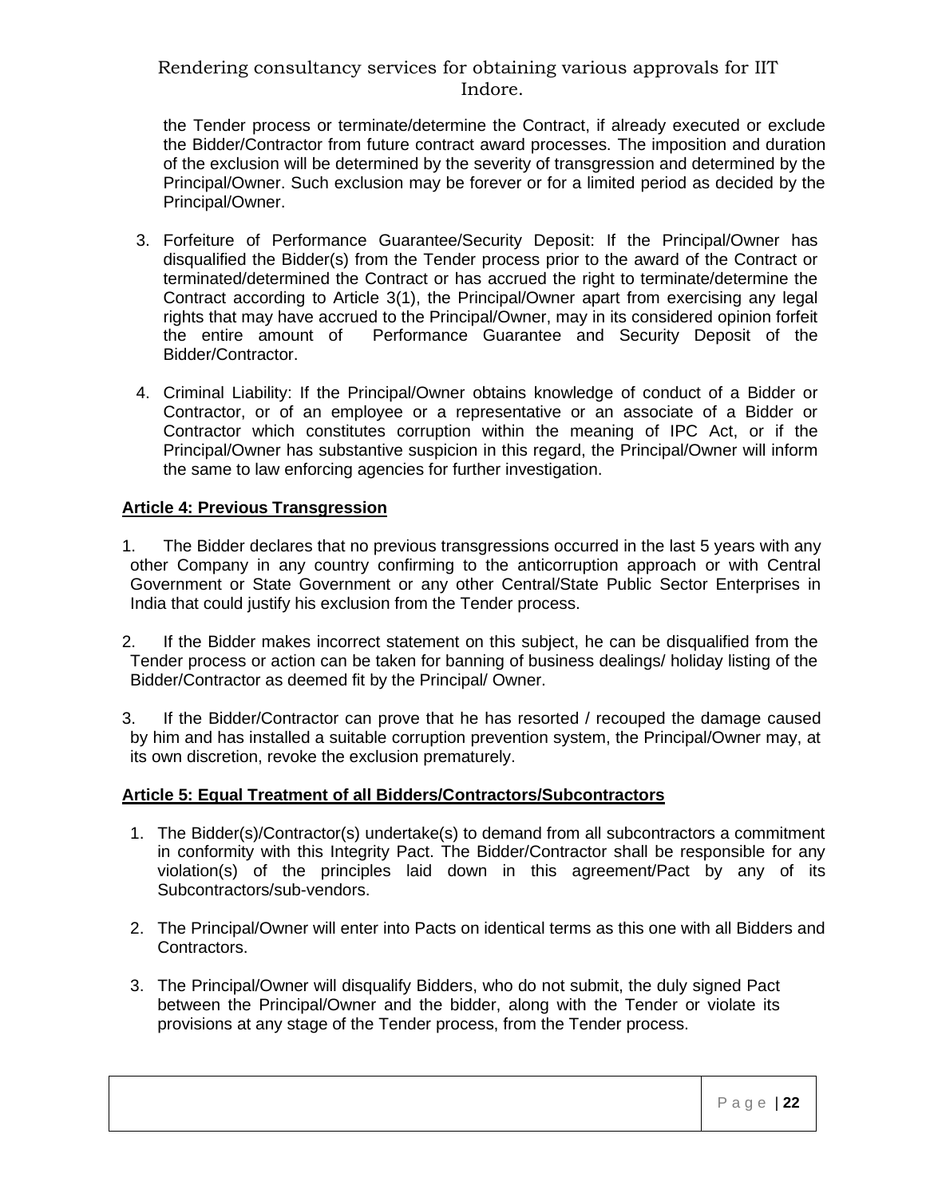the Tender process or terminate/determine the Contract, if already executed or exclude the Bidder/Contractor from future contract award processes. The imposition and duration of the exclusion will be determined by the severity of transgression and determined by the Principal/Owner. Such exclusion may be forever or for a limited period as decided by the Principal/Owner.

3. Forfeiture of Performance Guarantee/Security Deposit: If the Principal/Owner has disqualified the Bidder(s) from the Tender process prior to the award of the Contract or terminated/determined the Contract or has accrued the right to terminate/determine the Contract according to Article 3(1), the Principal/Owner apart from exercising any legal rights that may have accrued to the Principal/Owner, may in its considered opinion forfeit the entire amount of Performance Guarantee and Security Deposit of the Bidder/Contractor.

4. Criminal Liability: If the Principal/Owner obtains knowledge of conduct of a Bidder or Contractor, or of an employee or a representative or an associate of a Bidder or Contractor which constitutes corruption within the meaning of IPC Act, or if the Principal/Owner has substantive suspicion in this regard, the Principal/Owner will inform the same to law enforcing agencies for further investigation.

**Article 4: Previous Transgression**

1. The Bidder declares that no previous transgressions occurred in the last 5 years with any other Company in any country confirming to the anticorruption approach or with Central Government or State Government or any other Central/State Public Sector Enterprises in India that could justify his exclusion from the Tender process.

2. If the Bidder makes incorrect statement on this subject, he can be disqualified from the Tender process or action can be taken for banning of business dealings/ holiday listing of the Bidder/Contractor as deemed fit by the Principal/ Owner.

3. If the Bidder/Contractor can prove that he has resorted / recouped the damage caused by him and has installed a suitable corruption prevention system, the Principal/Owner may, at its own discretion, revoke the exclusion prematurely.

**Article 5: Equal Treatment of all Bidders/Contractors/Subcontractors**

1. The Bidder(s)/Contractor(s) undertake(s) to demand from all subcontractors a commitment in conformity with this Integrity Pact. The Bidder/Contractor shall be responsible for any violation(s) of the principles laid down in this agreement/Pact by any of its Subcontractors/sub-vendors.

2. The Principal/Owner will enter into Pacts on identical terms as this one with all Bidders and Contractors.

3. The Principal/Owner will disqualify Bidders, who do not submit, the duly signed Pact between the Principal/Owner and the bidder, along with the Tender or violate its provisions at any stage of the Tender process, from the Tender process.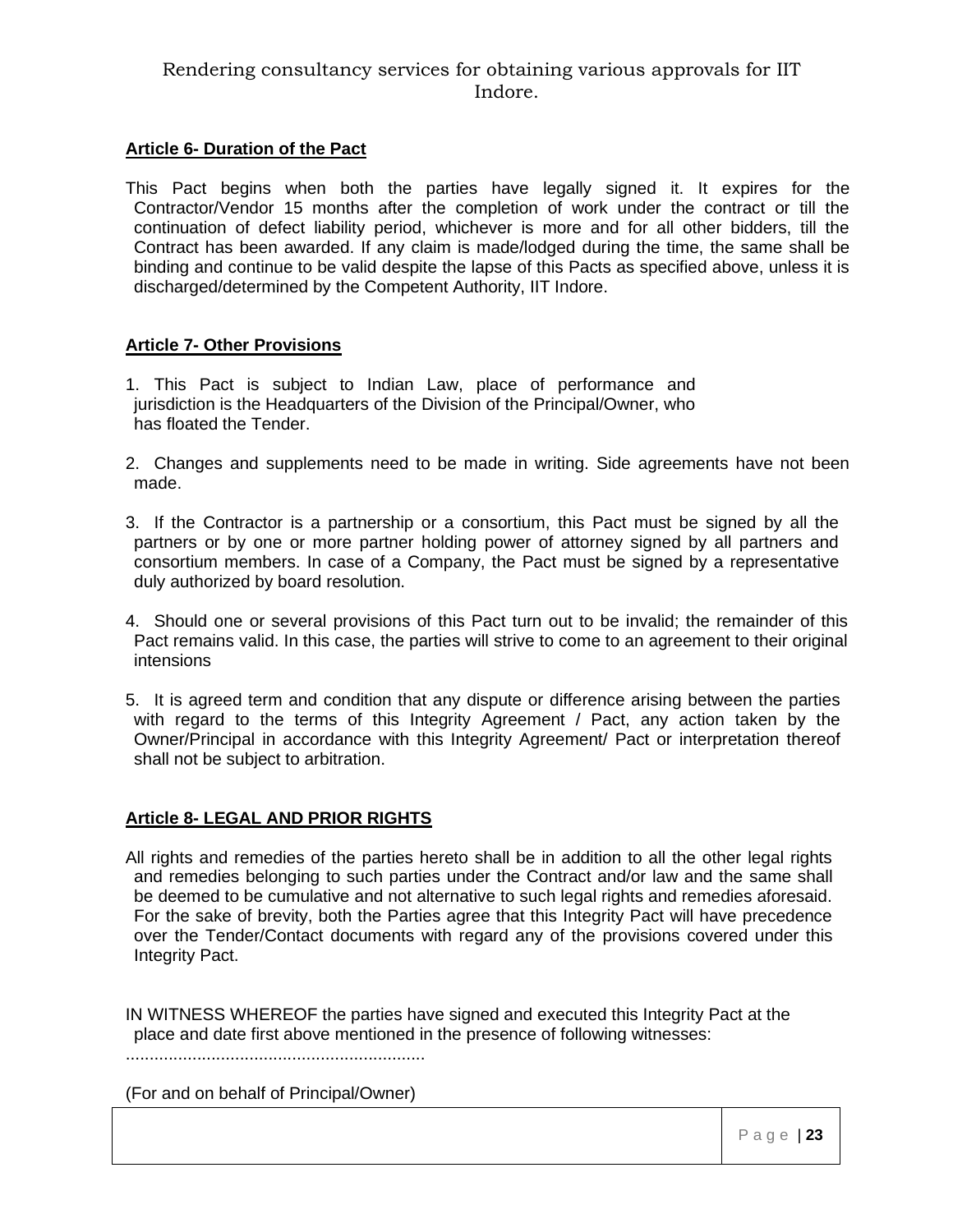**Article 6- Duration of the Pact**

This Pact begins when both the parties have legally signed it. It expires for the Contractor/Vendor 15 months after the completion of work under the contract or till the continuation of defect liability period, whichever is more and for all other bidders, till the Contract has been awarded. If any claim is made/lodged during the time, the same shall be binding and continue to be valid despite the lapse of this Pacts as specified above, unless it is discharged/determined by the Competent Authority, IIT Indore.

**Article 7- Other Provisions**

1. This Pact is subject to Indian Law, place of performance and jurisdiction is the Headquarters of the Division of the Principal/Owner, who has floated the Tender.

2. Changes and supplements need to be made in writing. Side agreements have not been made.

3. If the Contractor is a partnership or a consortium, this Pact must be signed by all the partners or by one or more partner holding power of attorney signed by all partners and consortium members. In case of a Company, the Pact must be signed by a representative duly authorized by board resolution.

4. Should one or several provisions of this Pact turn out to be invalid; the remainder of this Pact remains valid. In this case, the parties will strive to come to an agreement to their original intensions

5. It is agreed term and condition that any dispute or difference arising between the parties with regard to the terms of this Integrity Agreement / Pact, any action taken by the Owner/Principal in accordance with this Integrity Agreement/ Pact or interpretation thereof shall not be subject to arbitration.

**Article 8- LEGAL AND PRIOR RIGHTS**

All rights and remedies of the parties hereto shall be in addition to all the other legal rights and remedies belonging to such parties under the Contract and/or law and the same shall be deemed to be cumulative and not alternative to such legal rights and remedies aforesaid. For the sake of brevity, both the Parties agree that this Integrity Pact will have precedence over the Tender/Contact documents with regard any of the provisions covered under this Integrity Pact.

IN WITNESS WHEREOF the parties have signed and executed this Integrity Pact at the place and date first above mentioned in the presence of following witnesses:

...............................................................

(For and on behalf of Principal/Owner)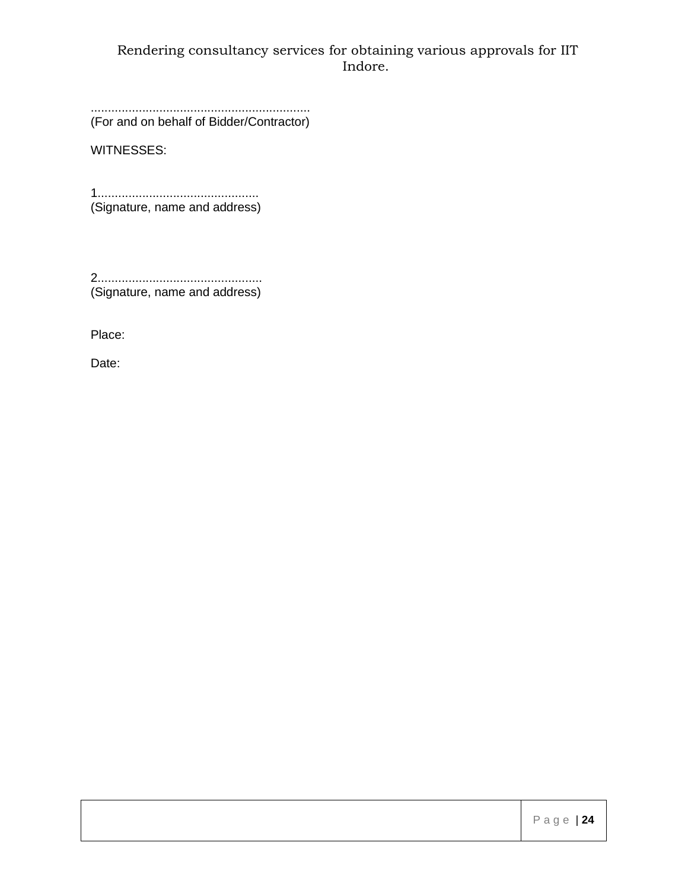...............................................................
(For and on behalf of Bidder/Contractor)

WITNESSES:

1..............................................
(Signature, name and address)

2...............................................
(Signature, name and address)

Place:

Date: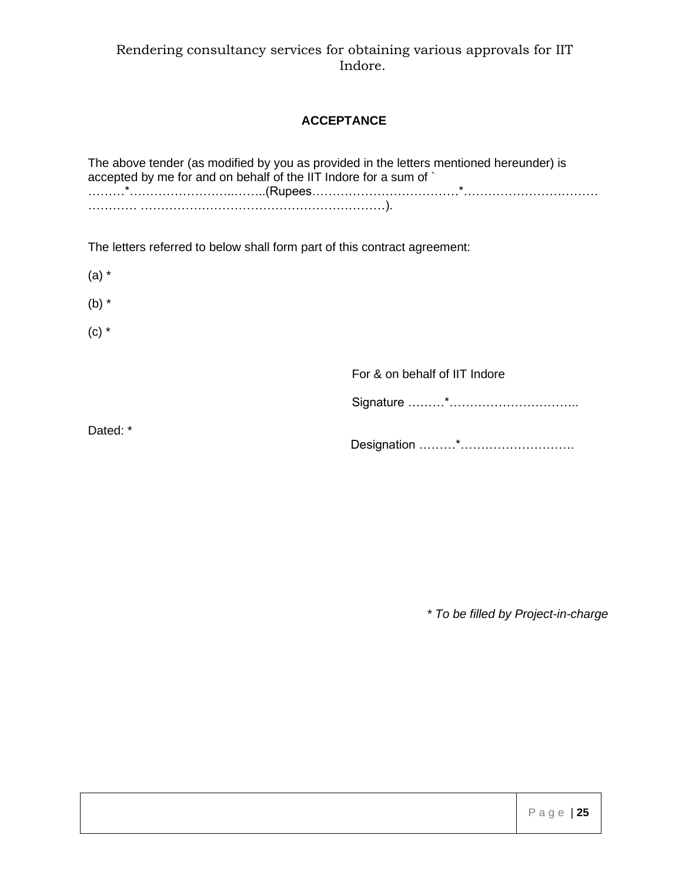## ACCEPTANCE

The above tender (as modified by you as provided in the letters mentioned hereunder) is accepted by me for and on behalf of the IIT Indore for a sum of ` ………*…………………….……..(Rupees………………………………*…………………………… ………… ……………………………………………………).

The letters referred to below shall form part of this contract agreement:

(a) *

(b) *

(c) *

For & on behalf of IIT Indore

Signature ………*…………………………..

Dated: *

Designation ………*……………………….

*\* To be filled by Project-in-charge*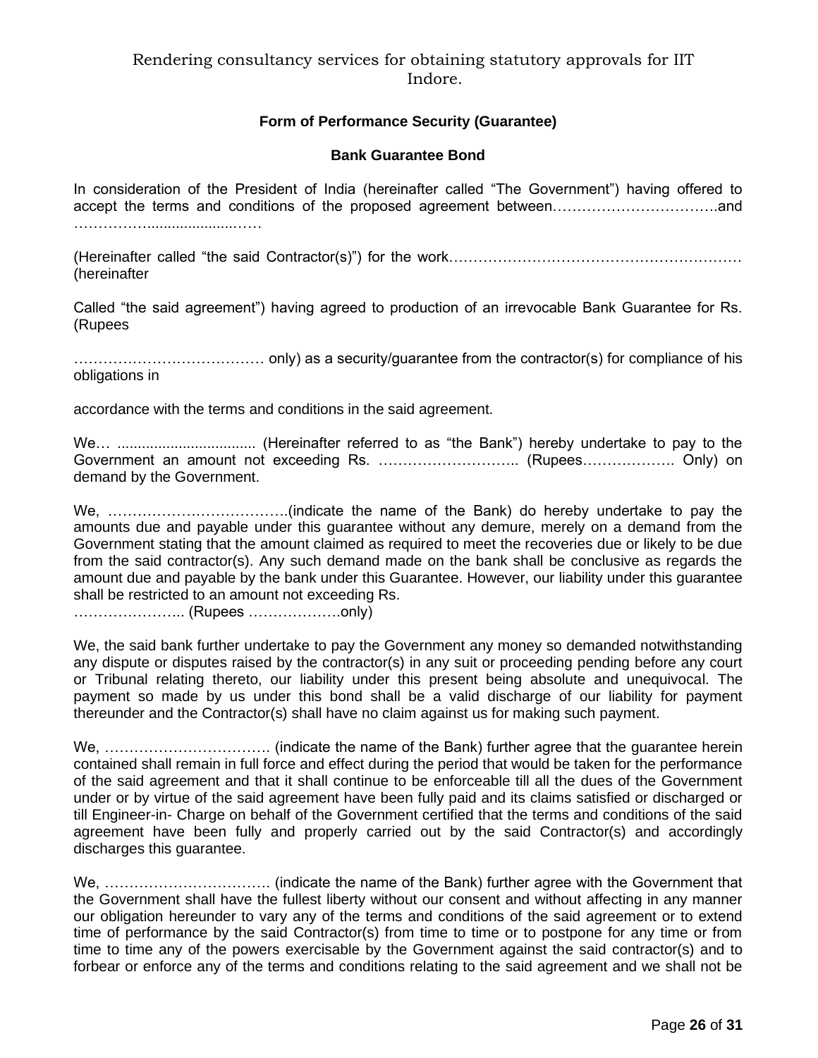Rendering consultancy services for obtaining statutory approvals for IIT Indore.

**Form of Performance Security (Guarantee)**

**Bank Guarantee Bond**

In consideration of the President of India (hereinafter called "The Government") having offered to accept the terms and conditions of the proposed agreement between…………………………….and ……………......................……

(Hereinafter called "the said Contractor(s)") for the work…………………………………………………… (hereinafter

Called "the said agreement") having agreed to production of an irrevocable Bank Guarantee for Rs. (Rupees

………………………………… only) as a security/guarantee from the contractor(s) for compliance of his obligations in

accordance with the terms and conditions in the said agreement.

We… ................................. (Hereinafter referred to as "the Bank") hereby undertake to pay to the Government an amount not exceeding Rs. ……………………….. (Rupees………………. Only) on demand by the Government.

We, ……………………………….(indicate the name of the Bank) do hereby undertake to pay the amounts due and payable under this guarantee without any demure, merely on a demand from the Government stating that the amount claimed as required to meet the recoveries due or likely to be due from the said contractor(s). Any such demand made on the bank shall be conclusive as regards the amount due and payable by the bank under this Guarantee. However, our liability under this guarantee shall be restricted to an amount not exceeding Rs.
………………….. (Rupees ……………….only)

We, the said bank further undertake to pay the Government any money so demanded notwithstanding any dispute or disputes raised by the contractor(s) in any suit or proceeding pending before any court or Tribunal relating thereto, our liability under this present being absolute and unequivocal. The payment so made by us under this bond shall be a valid discharge of our liability for payment thereunder and the Contractor(s) shall have no claim against us for making such payment.

We, ……………………………. (indicate the name of the Bank) further agree that the guarantee herein contained shall remain in full force and effect during the period that would be taken for the performance of the said agreement and that it shall continue to be enforceable till all the dues of the Government under or by virtue of the said agreement have been fully paid and its claims satisfied or discharged or till Engineer-in- Charge on behalf of the Government certified that the terms and conditions of the said agreement have been fully and properly carried out by the said Contractor(s) and accordingly discharges this guarantee.

We, ……………………………. (indicate the name of the Bank) further agree with the Government that the Government shall have the fullest liberty without our consent and without affecting in any manner our obligation hereunder to vary any of the terms and conditions of the said agreement or to extend time of performance by the said Contractor(s) from time to time or to postpone for any time or from time to time any of the powers exercisable by the Government against the said contractor(s) and to forbear or enforce any of the terms and conditions relating to the said agreement and we shall not be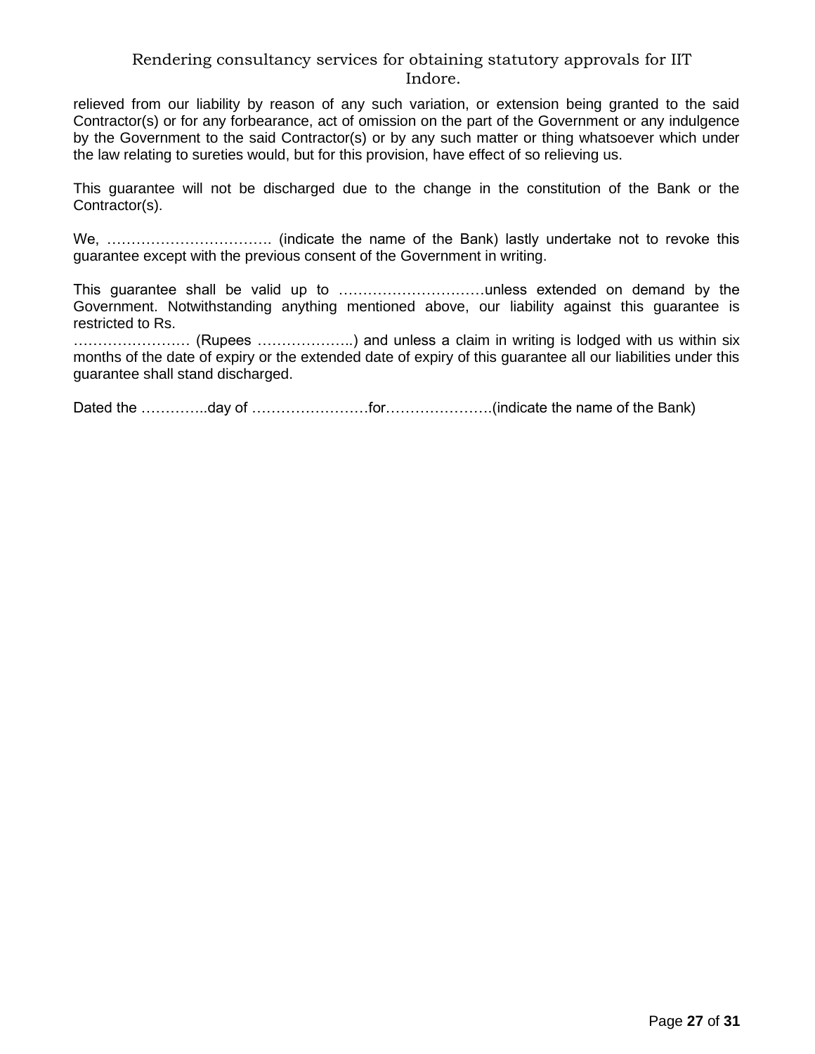relieved from our liability by reason of any such variation, or extension being granted to the said Contractor(s) or for any forbearance, act of omission on the part of the Government or any indulgence by the Government to the said Contractor(s) or by any such matter or thing whatsoever which under the law relating to sureties would, but for this provision, have effect of so relieving us.

This guarantee will not be discharged due to the change in the constitution of the Bank or the Contractor(s).

We, ……………………………. (indicate the name of the Bank) lastly undertake not to revoke this guarantee except with the previous consent of the Government in writing.

This guarantee shall be valid up to …………………………unless extended on demand by the Government. Notwithstanding anything mentioned above, our liability against this guarantee is restricted to Rs.
…………………… (Rupees ………………..) and unless a claim in writing is lodged with us within six months of the date of expiry or the extended date of expiry of this guarantee all our liabilities under this guarantee shall stand discharged.

Dated the …………..day of ……………………for………………….(indicate the name of the Bank)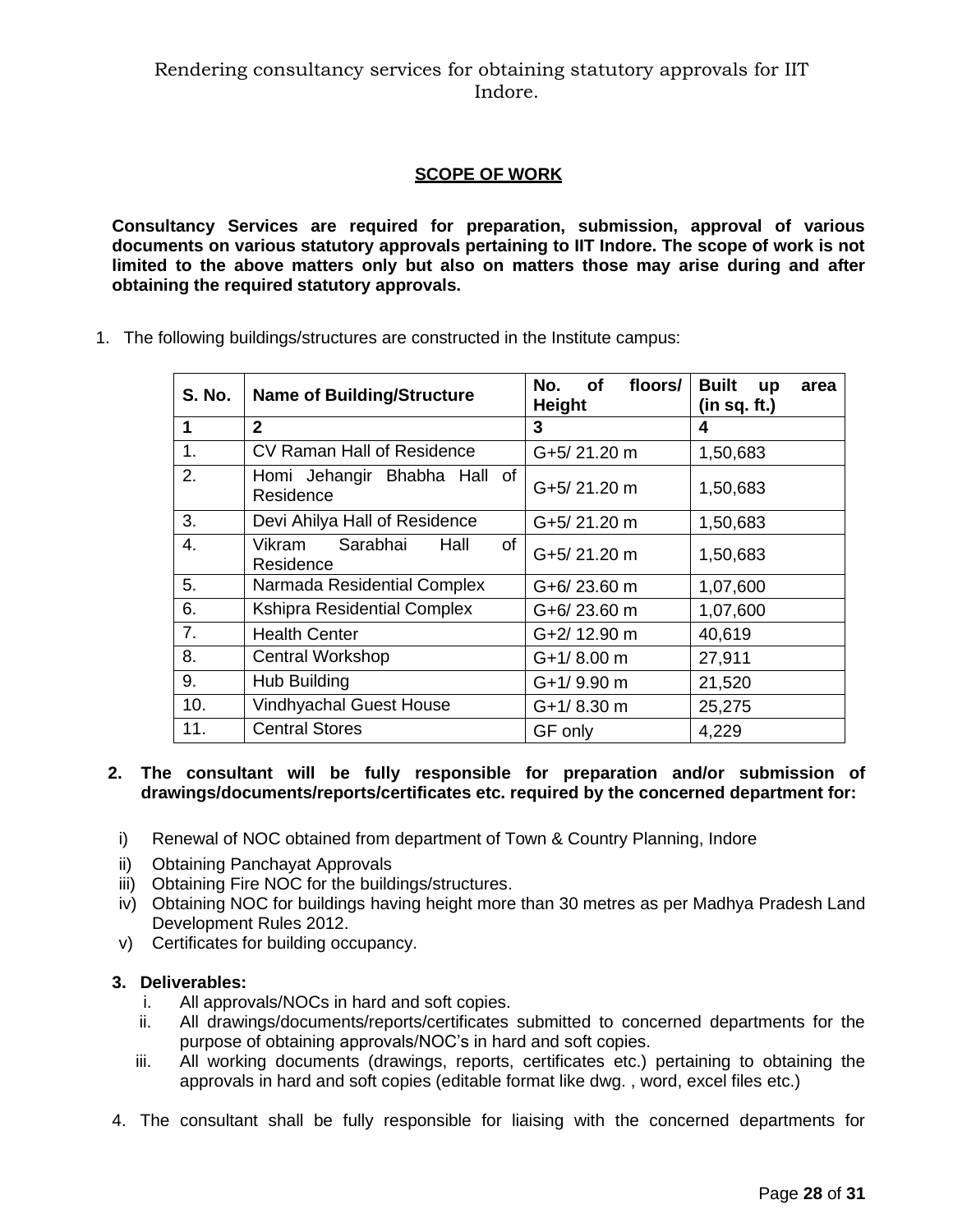## SCOPE OF WORK

**Consultancy Services are required for preparation, submission, approval of various documents on various statutory approvals pertaining to IIT Indore. The scope of work is not limited to the above matters only but also on matters those may arise during and after obtaining the required statutory approvals.**

1. The following buildings/structures are constructed in the Institute campus:

| S. No. | Name of Building/Structure | No. of floors/ Height | Built up area (in sq. ft.) |
|---|---|---|---|
| **1** | **2** | **3** | **4** |
| 1. | CV Raman Hall of Residence | G+5/ 21.20 m | 1,50,683 |
| 2. | Homi Jehangir Bhabha Hall of Residence | G+5/ 21.20 m | 1,50,683 |
| 3. | Devi Ahilya Hall of Residence | G+5/ 21.20 m | 1,50,683 |
| 4. | Vikram Sarabhai Hall of Residence | G+5/ 21.20 m | 1,50,683 |
| 5. | Narmada Residential Complex | G+6/ 23.60 m | 1,07,600 |
| 6. | Kshipra Residential Complex | G+6/ 23.60 m | 1,07,600 |
| 7. | Health Center | G+2/ 12.90 m | 40,619 |
| 8. | Central Workshop | G+1/ 8.00 m | 27,911 |
| 9. | Hub Building | G+1/ 9.90 m | 21,520 |
| 10. | Vindhyachal Guest House | G+1/ 8.30 m | 25,275 |
| 11. | Central Stores | GF only | 4,229 |

2. **The consultant will be fully responsible for preparation and/or submission of drawings/documents/reports/certificates etc. required by the concerned department for:**

   i) Renewal of NOC obtained from department of Town & Country Planning, Indore
   ii) Obtaining Panchayat Approvals
   iii) Obtaining Fire NOC for the buildings/structures.
   iv) Obtaining NOC for buildings having height more than 30 metres as per Madhya Pradesh Land Development Rules 2012.
   v) Certificates for building occupancy.

3. **Deliverables:**
   i. All approvals/NOCs in hard and soft copies.
   ii. All drawings/documents/reports/certificates submitted to concerned departments for the purpose of obtaining approvals/NOC's in hard and soft copies.
   iii. All working documents (drawings, reports, certificates etc.) pertaining to obtaining the approvals in hard and soft copies (editable format like dwg. , word, excel files etc.)

4. The consultant shall be fully responsible for liaising with the concerned departments for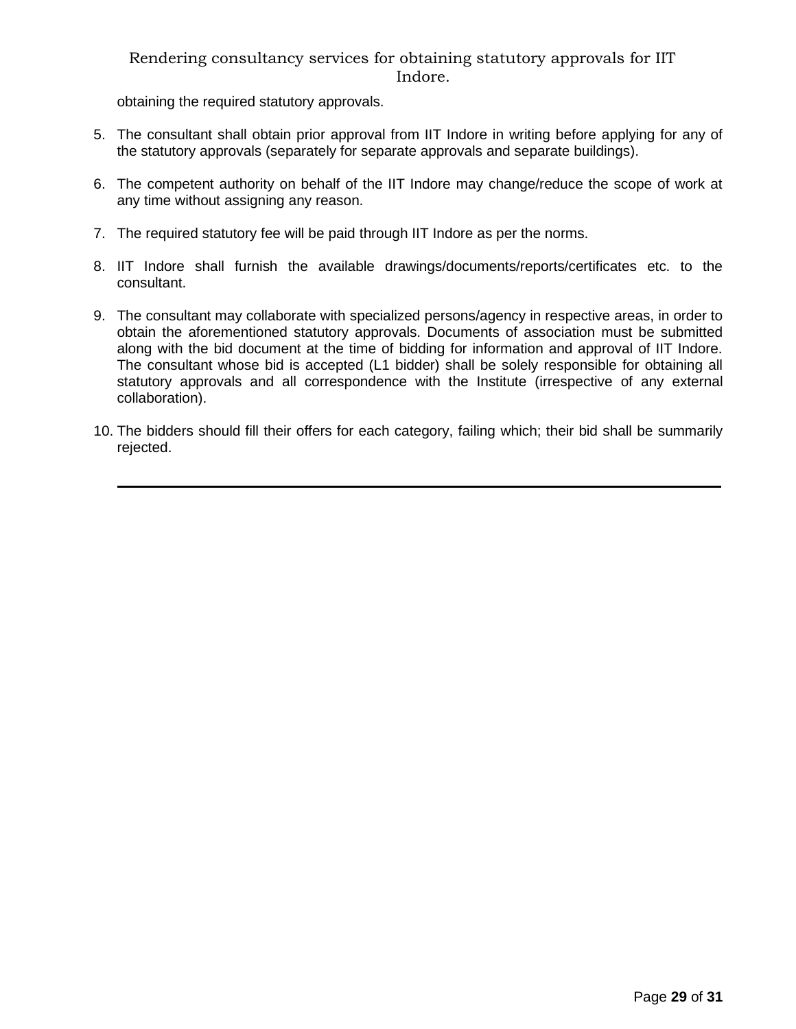obtaining the required statutory approvals.

5. The consultant shall obtain prior approval from IIT Indore in writing before applying for any of the statutory approvals (separately for separate approvals and separate buildings).

6. The competent authority on behalf of the IIT Indore may change/reduce the scope of work at any time without assigning any reason.

7. The required statutory fee will be paid through IIT Indore as per the norms.

8. IIT Indore shall furnish the available drawings/documents/reports/certificates etc. to the consultant.

9. The consultant may collaborate with specialized persons/agency in respective areas, in order to obtain the aforementioned statutory approvals. Documents of association must be submitted along with the bid document at the time of bidding for information and approval of IIT Indore. The consultant whose bid is accepted (L1 bidder) shall be solely responsible for obtaining all statutory approvals and all correspondence with the Institute (irrespective of any external collaboration).

10. The bidders should fill their offers for each category, failing which; their bid shall be summarily rejected.

---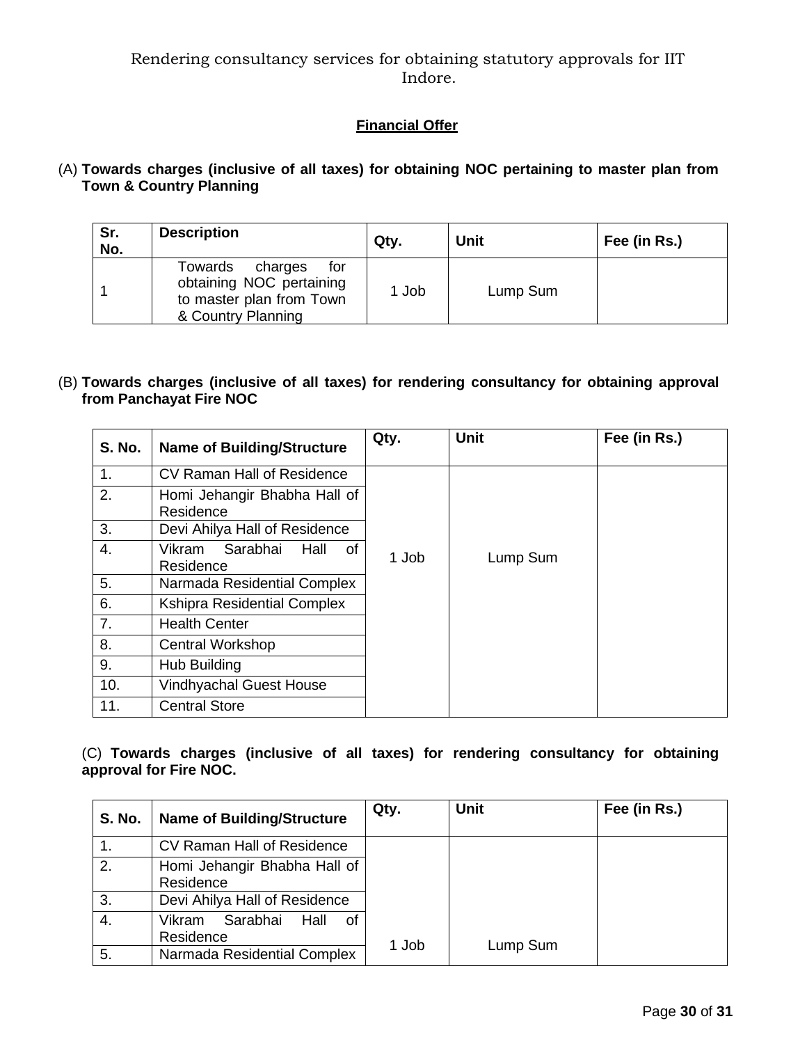Rendering consultancy services for obtaining statutory approvals for IIT Indore.

## Financial Offer

(A) **Towards charges (inclusive of all taxes) for obtaining NOC pertaining to master plan from Town & Country Planning**

| Sr. No. | Description | Qty. | Unit | Fee (in Rs.) |
|---|---|---|---|---|
| 1 | Towards charges for obtaining NOC pertaining to master plan from Town & Country Planning | 1 Job | Lump Sum | |

(B) **Towards charges (inclusive of all taxes) for rendering consultancy for obtaining approval from Panchayat Fire NOC**

| S. No. | Name of Building/Structure | Qty. | Unit | Fee (in Rs.) |
|---|---|---|---|---|
| 1. | CV Raman Hall of Residence | 1 Job | Lump Sum | |
| 2. | Homi Jehangir Bhabha Hall of Residence | | | |
| 3. | Devi Ahilya Hall of Residence | | | |
| 4. | Vikram Sarabhai Hall of Residence | | | |
| 5. | Narmada Residential Complex | | | |
| 6. | Kshipra Residential Complex | | | |
| 7. | Health Center | | | |
| 8. | Central Workshop | | | |
| 9. | Hub Building | | | |
| 10. | Vindhyachal Guest House | | | |
| 11. | Central Store | | | |

(C) **Towards charges (inclusive of all taxes) for rendering consultancy for obtaining approval for Fire NOC.**

| S. No. | Name of Building/Structure | Qty. | Unit | Fee (in Rs.) |
|---|---|---|---|---|
| 1. | CV Raman Hall of Residence | 1 Job | Lump Sum | |
| 2. | Homi Jehangir Bhabha Hall of Residence | | | |
| 3. | Devi Ahilya Hall of Residence | | | |
| 4. | Vikram Sarabhai Hall of Residence | | | |
| 5. | Narmada Residential Complex | | | |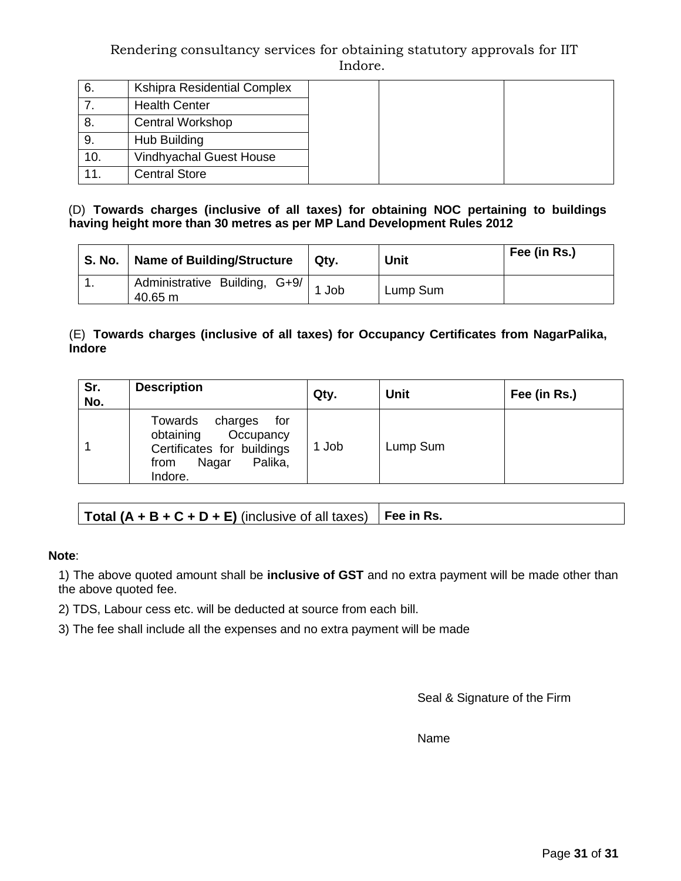| | | | | |
|---|---|---|---|---|
| 6. | Kshipra Residential Complex | | | |
| 7. | Health Center | | | |
| 8. | Central Workshop | | | |
| 9. | Hub Building | | | |
| 10. | Vindhyachal Guest House | | | |
| 11. | Central Store | | | |

(D) **Towards charges (inclusive of all taxes) for obtaining NOC pertaining to buildings having height more than 30 metres as per MP Land Development Rules 2012**

| S. No. | Name of Building/Structure | Qty. | Unit | Fee (in Rs.) |
|---|---|---|---|---|
| 1. | Administrative Building, G+9/ 40.65 m | 1 Job | Lump Sum | |

(E) **Towards charges (inclusive of all taxes) for Occupancy Certificates from NagarPalika, Indore**

| Sr. No. | Description | Qty. | Unit | Fee (in Rs.) |
|---|---|---|---|---|
| 1 | Towards charges for obtaining Occupancy Certificates for buildings from Nagar Palika, Indore. | 1 Job | Lump Sum | |

| **Total (A + B + C + D + E)** (inclusive of all taxes) | **Fee in Rs.** |
|---|---|

**Note**:

1) The above quoted amount shall be **inclusive of GST** and no extra payment will be made other than the above quoted fee.

2) TDS, Labour cess etc. will be deducted at source from each bill.

3) The fee shall include all the expenses and no extra payment will be made

Seal & Signature of the Firm

Name